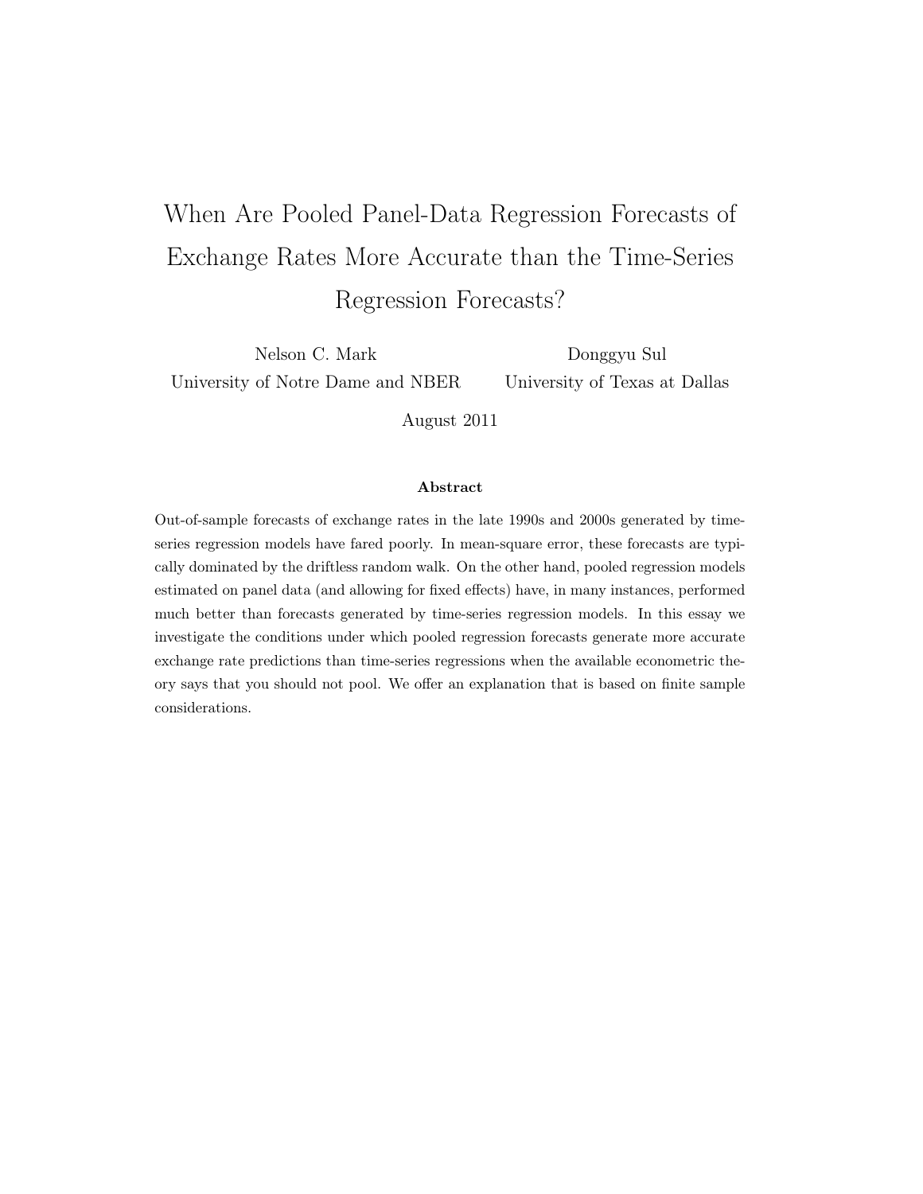# When Are Pooled Panel-Data Regression Forecasts of Exchange Rates More Accurate than the Time-Series Regression Forecasts?

Nelson C. Mark
University of Notre Dame and NBER

Donggyu Sul
University of Texas at Dallas

August 2011

**Abstract**

Out-of-sample forecasts of exchange rates in the late 1990s and 2000s generated by time-series regression models have fared poorly. In mean-square error, these forecasts are typically dominated by the driftless random walk. On the other hand, pooled regression models estimated on panel data (and allowing for fixed effects) have, in many instances, performed much better than forecasts generated by time-series regression models. In this essay we investigate the conditions under which pooled regression forecasts generate more accurate exchange rate predictions than time-series regressions when the available econometric theory says that you should not pool. We offer an explanation that is based on finite sample considerations.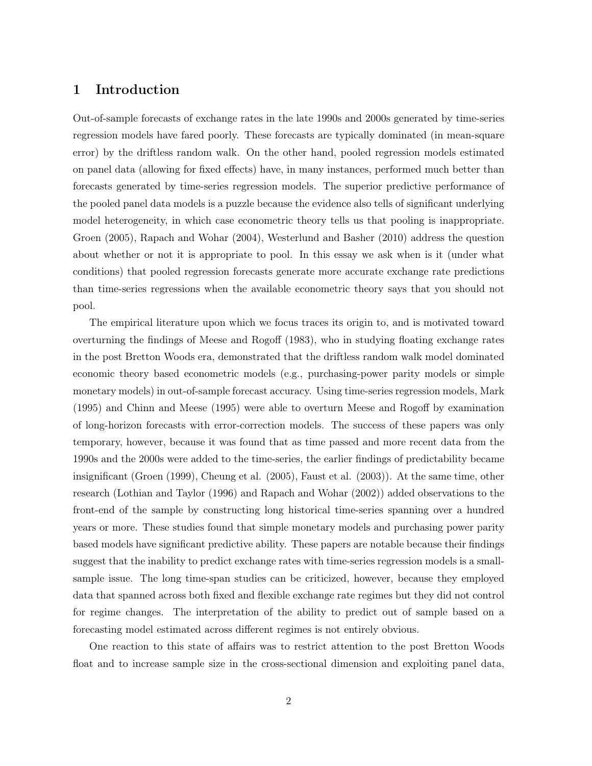## 1 Introduction

Out-of-sample forecasts of exchange rates in the late 1990s and 2000s generated by time-series regression models have fared poorly. These forecasts are typically dominated (in mean-square error) by the driftless random walk. On the other hand, pooled regression models estimated on panel data (allowing for fixed effects) have, in many instances, performed much better than forecasts generated by time-series regression models. The superior predictive performance of the pooled panel data models is a puzzle because the evidence also tells of significant underlying model heterogeneity, in which case econometric theory tells us that pooling is inappropriate. Groen (2005), Rapach and Wohar (2004), Westerlund and Basher (2010) address the question about whether or not it is appropriate to pool. In this essay we ask when is it (under what conditions) that pooled regression forecasts generate more accurate exchange rate predictions than time-series regressions when the available econometric theory says that you should not pool.

The empirical literature upon which we focus traces its origin to, and is motivated toward overturning the findings of Meese and Rogoff (1983), who in studying floating exchange rates in the post Bretton Woods era, demonstrated that the driftless random walk model dominated economic theory based econometric models (e.g., purchasing-power parity models or simple monetary models) in out-of-sample forecast accuracy. Using time-series regression models, Mark (1995) and Chinn and Meese (1995) were able to overturn Meese and Rogoff by examination of long-horizon forecasts with error-correction models. The success of these papers was only temporary, however, because it was found that as time passed and more recent data from the 1990s and the 2000s were added to the time-series, the earlier findings of predictability became insignificant (Groen (1999), Cheung et al. (2005), Faust et al. (2003)). At the same time, other research (Lothian and Taylor (1996) and Rapach and Wohar (2002)) added observations to the front-end of the sample by constructing long historical time-series spanning over a hundred years or more. These studies found that simple monetary models and purchasing power parity based models have significant predictive ability. These papers are notable because their findings suggest that the inability to predict exchange rates with time-series regression models is a small-sample issue. The long time-span studies can be criticized, however, because they employed data that spanned across both fixed and flexible exchange rate regimes but they did not control for regime changes. The interpretation of the ability to predict out of sample based on a forecasting model estimated across different regimes is not entirely obvious.

One reaction to this state of affairs was to restrict attention to the post Bretton Woods float and to increase sample size in the cross-sectional dimension and exploiting panel data,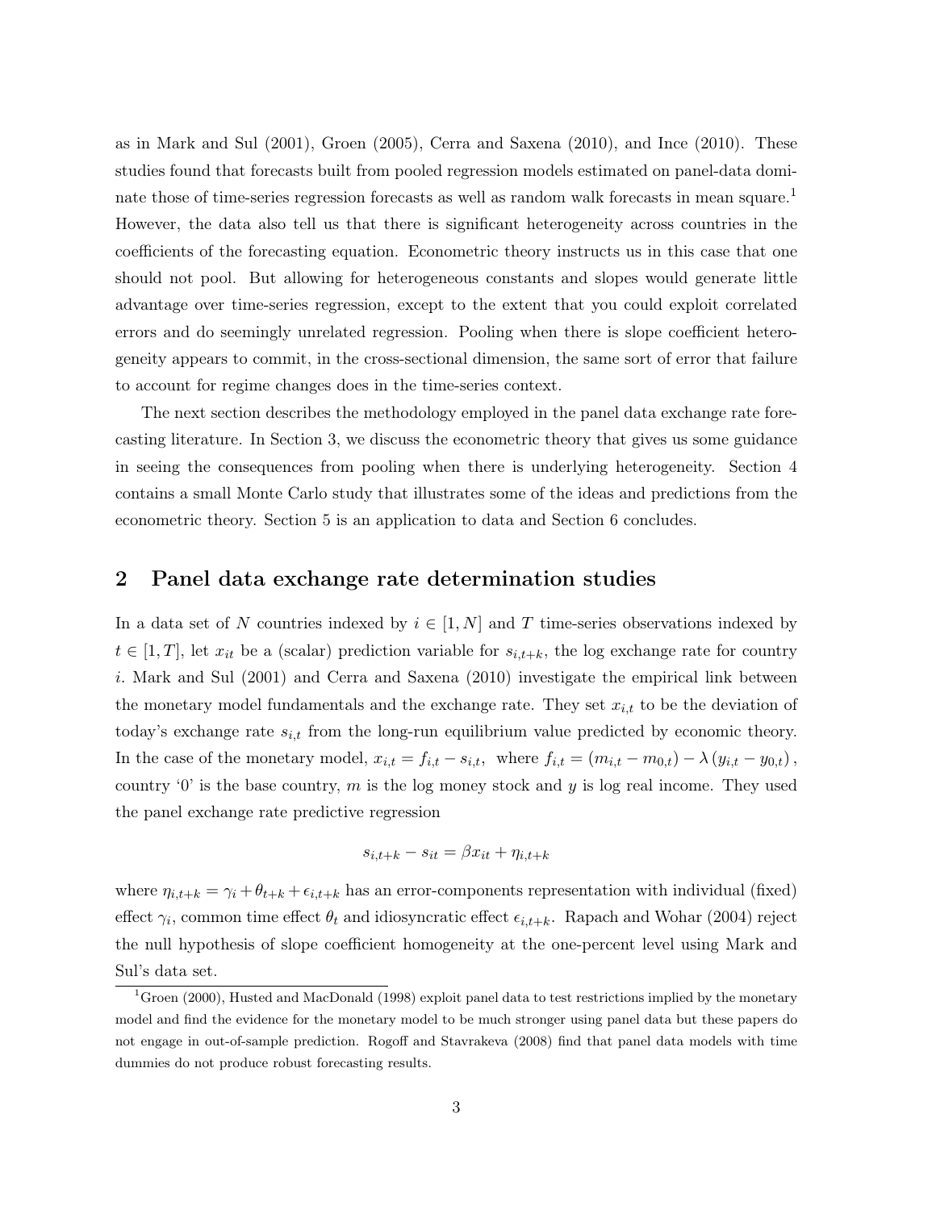as in Mark and Sul (2001), Groen (2005), Cerra and Saxena (2010), and Ince (2010). These studies found that forecasts built from pooled regression models estimated on panel-data dominate those of time-series regression forecasts as well as random walk forecasts in mean square.[1] However, the data also tell us that there is significant heterogeneity across countries in the coefficients of the forecasting equation. Econometric theory instructs us in this case that one should not pool. But allowing for heterogeneous constants and slopes would generate little advantage over time-series regression, except to the extent that you could exploit correlated errors and do seemingly unrelated regression. Pooling when there is slope coefficient heterogeneity appears to commit, in the cross-sectional dimension, the same sort of error that failure to account for regime changes does in the time-series context.

The next section describes the methodology employed in the panel data exchange rate forecasting literature. In Section 3, we discuss the econometric theory that gives us some guidance in seeing the consequences from pooling when there is underlying heterogeneity. Section 4 contains a small Monte Carlo study that illustrates some of the ideas and predictions from the econometric theory. Section 5 is an application to data and Section 6 concludes.

## 2 Panel data exchange rate determination studies

In a data set of $N$ countries indexed by $i \in [1, N]$ and $T$ time-series observations indexed by $t \in [1, T]$, let $x_{it}$ be a (scalar) prediction variable for $s_{i,t+k}$, the log exchange rate for country $i$. Mark and Sul (2001) and Cerra and Saxena (2010) investigate the empirical link between the monetary model fundamentals and the exchange rate. They set $x_{i,t}$ to be the deviation of today's exchange rate $s_{i,t}$ from the long-run equilibrium value predicted by economic theory. In the case of the monetary model, $x_{i,t} = f_{i,t} - s_{i,t}$, where $f_{i,t} = (m_{i,t} - m_{0,t}) - \lambda (y_{i,t} - y_{0,t})$, country '0' is the base country, $m$ is the log money stock and $y$ is log real income. They used the panel exchange rate predictive regression

$$s_{i,t+k} - s_{it} = \beta x_{it} + \eta_{i,t+k}$$

where $\eta_{i,t+k} = \gamma_i + \theta_{t+k} + \epsilon_{i,t+k}$ has an error-components representation with individual (fixed) effect $\gamma_i$, common time effect $\theta_t$ and idiosyncratic effect $\epsilon_{i,t+k}$. Rapach and Wohar (2004) reject the null hypothesis of slope coefficient homogeneity at the one-percent level using Mark and Sul's data set.

[1] Groen (2000), Husted and MacDonald (1998) exploit panel data to test restrictions implied by the monetary model and find the evidence for the monetary model to be much stronger using panel data but these papers do not engage in out-of-sample prediction. Rogoff and Stavrakeva (2008) find that panel data models with time dummies do not produce robust forecasting results.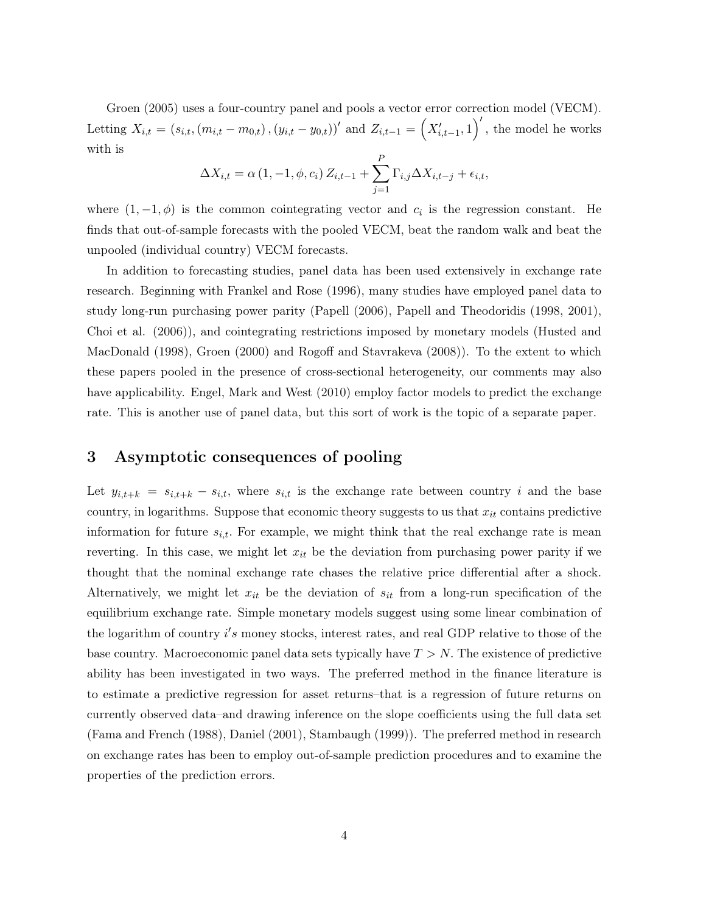Groen (2005) uses a four-country panel and pools a vector error correction model (VECM). Letting $X_{i,t} = (s_{i,t}, (m_{i,t} - m_{0,t}), (y_{i,t} - y_{0,t}))'$ and $Z_{i,t-1} = \left(X'_{i,t-1}, 1\right)'$, the model he works with is

$$\Delta X_{i,t} = \alpha \left(1, -1, \phi, c_i\right) Z_{i,t-1} + \sum_{j=1}^{P} \Gamma_{i,j} \Delta X_{i,t-j} + \epsilon_{i,t},$$

where $(1, -1, \phi)$ is the common cointegrating vector and $c_i$ is the regression constant. He finds that out-of-sample forecasts with the pooled VECM, beat the random walk and beat the unpooled (individual country) VECM forecasts.

In addition to forecasting studies, panel data has been used extensively in exchange rate research. Beginning with Frankel and Rose (1996), many studies have employed panel data to study long-run purchasing power parity (Papell (2006), Papell and Theodoridis (1998, 2001), Choi et al. (2006)), and cointegrating restrictions imposed by monetary models (Husted and MacDonald (1998), Groen (2000) and Rogoff and Stavrakeva (2008)). To the extent to which these papers pooled in the presence of cross-sectional heterogeneity, our comments may also have applicability. Engel, Mark and West (2010) employ factor models to predict the exchange rate. This is another use of panel data, but this sort of work is the topic of a separate paper.

# 3 Asymptotic consequences of pooling

Let $y_{i,t+k} = s_{i,t+k} - s_{i,t}$, where $s_{i,t}$ is the exchange rate between country $i$ and the base country, in logarithms. Suppose that economic theory suggests to us that $x_{it}$ contains predictive information for future $s_{i,t}$. For example, we might think that the real exchange rate is mean reverting. In this case, we might let $x_{it}$ be the deviation from purchasing power parity if we thought that the nominal exchange rate chases the relative price differential after a shock. Alternatively, we might let $x_{it}$ be the deviation of $s_{it}$ from a long-run specification of the equilibrium exchange rate. Simple monetary models suggest using some linear combination of the logarithm of country $i's$ money stocks, interest rates, and real GDP relative to those of the base country. Macroeconomic panel data sets typically have $T > N$. The existence of predictive ability has been investigated in two ways. The preferred method in the finance literature is to estimate a predictive regression for asset returns–that is a regression of future returns on currently observed data–and drawing inference on the slope coefficients using the full data set (Fama and French (1988), Daniel (2001), Stambaugh (1999)). The preferred method in research on exchange rates has been to employ out-of-sample prediction procedures and to examine the properties of the prediction errors.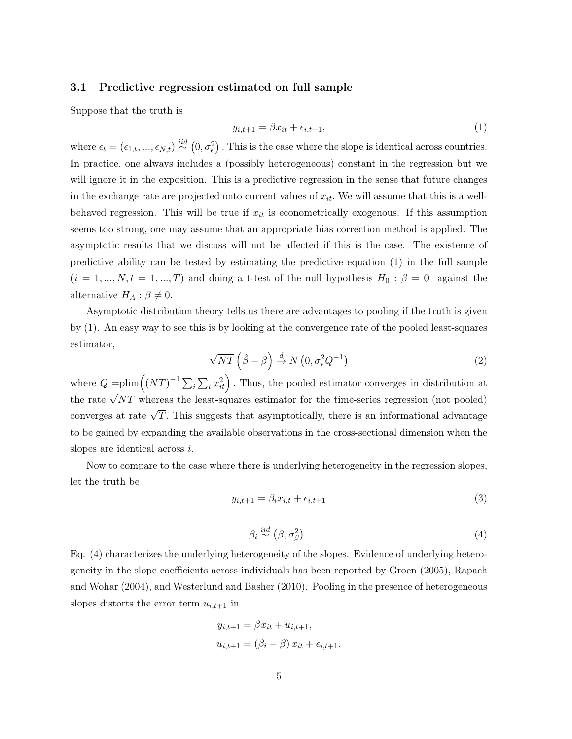### 3.1 Predictive regression estimated on full sample

Suppose that the truth is

$$y_{i,t+1} = \beta x_{it} + \epsilon_{i,t+1}, \tag{1}$$

where $\epsilon_t = (\epsilon_{1,t}, ..., \epsilon_{N,t}) \overset{iid}{\sim} (0, \sigma_\epsilon^2)$. This is the case where the slope is identical across countries. In practice, one always includes a (possibly heterogeneous) constant in the regression but we will ignore it in the exposition. This is a predictive regression in the sense that future changes in the exchange rate are projected onto current values of $x_{it}$. We will assume that this is a well-behaved regression. This will be true if $x_{it}$ is econometrically exogenous. If this assumption seems too strong, one may assume that an appropriate bias correction method is applied. The asymptotic results that we discuss will not be affected if this is the case. The existence of predictive ability can be tested by estimating the predictive equation (1) in the full sample ($i = 1, ..., N, t = 1, ..., T$) and doing a t-test of the null hypothesis $H_0 : \beta = 0$ against the alternative $H_A : \beta \neq 0$.

Asymptotic distribution theory tells us there are advantages to pooling if the truth is given by (1). An easy way to see this is by looking at the convergence rate of the pooled least-squares estimator,

$$\sqrt{NT}\left(\hat{\beta} - \beta\right) \xrightarrow{d} N\left(0, \sigma_\epsilon^2 Q^{-1}\right) \tag{2}$$

where $Q = \text{plim}\left((NT)^{-1} \sum_i \sum_t x_{it}^2\right)$. Thus, the pooled estimator converges in distribution at the rate $\sqrt{NT}$ whereas the least-squares estimator for the time-series regression (not pooled) converges at rate $\sqrt{T}$. This suggests that asymptotically, there is an informational advantage to be gained by expanding the available observations in the cross-sectional dimension when the slopes are identical across $i$.

Now to compare to the case where there is underlying heterogeneity in the regression slopes, let the truth be

$$y_{i,t+1} = \beta_i x_{i,t} + \epsilon_{i,t+1} \tag{3}$$

$$\beta_i \overset{iid}{\sim} \left(\beta, \sigma_\beta^2\right). \tag{4}$$

Eq. (4) characterizes the underlying heterogeneity of the slopes. Evidence of underlying heterogeneity in the slope coefficients across individuals has been reported by Groen (2005), Rapach and Wohar (2004), and Westerlund and Basher (2010). Pooling in the presence of heterogeneous slopes distorts the error term $u_{i,t+1}$ in

$$\begin{aligned} y_{i,t+1} &= \beta x_{it} + u_{i,t+1}, \\ u_{i,t+1} &= \left(\beta_i - \beta\right) x_{it} + \epsilon_{i,t+1}. \end{aligned}$$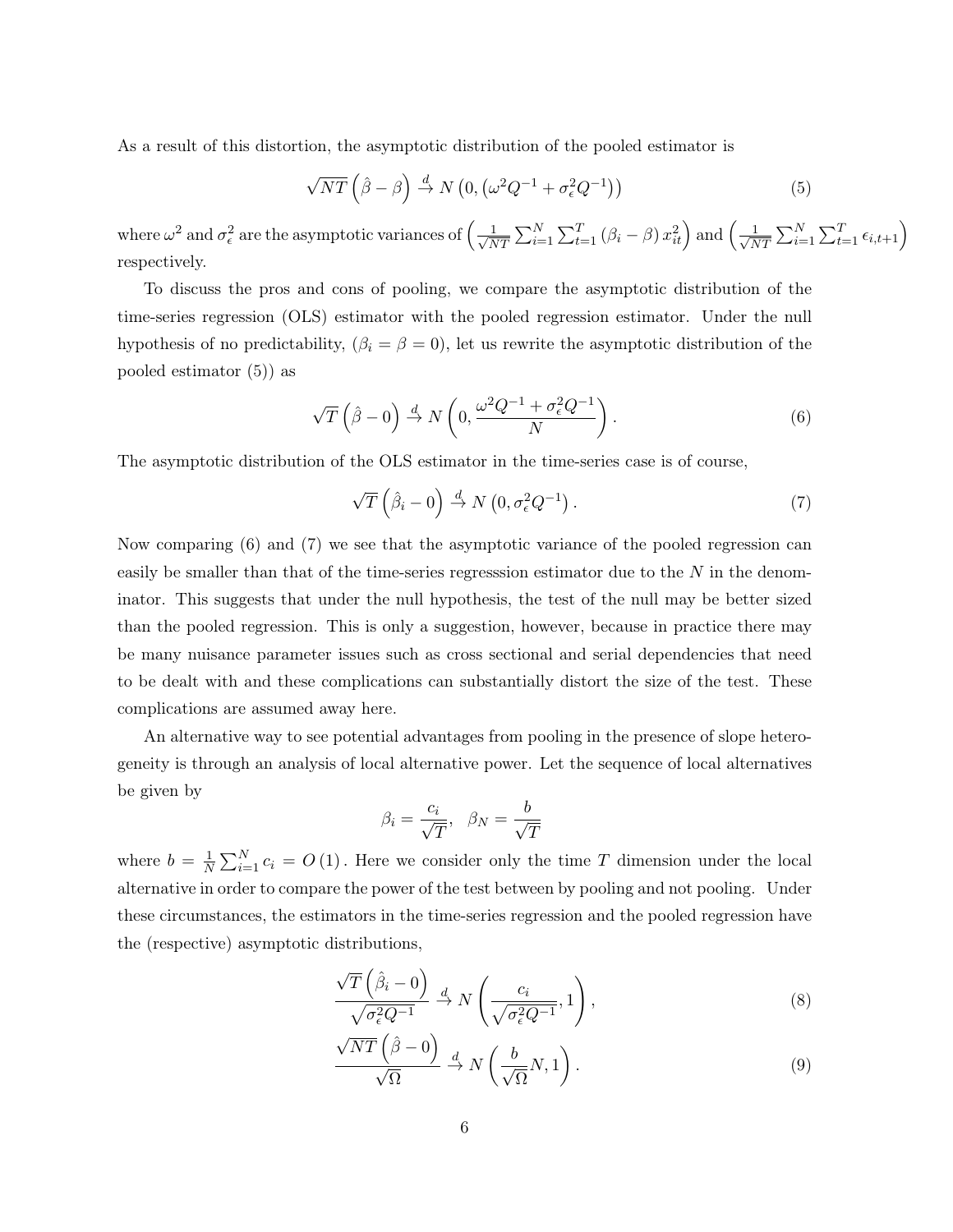As a result of this distortion, the asymptotic distribution of the pooled estimator is

$$\sqrt{NT}\left(\hat{\beta}-\beta\right) \xrightarrow{d} N\left(0, \left(\omega^2 Q^{-1} + \sigma_\epsilon^2 Q^{-1}\right)\right) \tag{5}$$

where $\omega^2$ and $\sigma_\epsilon^2$ are the asymptotic variances of $\left(\frac{1}{\sqrt{NT}}\sum_{i=1}^{N}\sum_{t=1}^{T}(\beta_i - \beta)\, x_{it}^2\right)$ and $\left(\frac{1}{\sqrt{NT}}\sum_{i=1}^{N}\sum_{t=1}^{T}\epsilon_{i,t+1}\right)$ respectively.

To discuss the pros and cons of pooling, we compare the asymptotic distribution of the time-series regression (OLS) estimator with the pooled regression estimator. Under the null hypothesis of no predictability, ($\beta_i = \beta = 0$), let us rewrite the asymptotic distribution of the pooled estimator (5)) as

$$\sqrt{T}\left(\hat{\beta}-0\right) \xrightarrow{d} N\left(0, \frac{\omega^2 Q^{-1} + \sigma_\epsilon^2 Q^{-1}}{N}\right). \tag{6}$$

The asymptotic distribution of the OLS estimator in the time-series case is of course,

$$\sqrt{T}\left(\hat{\beta}_i-0\right) \xrightarrow{d} N\left(0, \sigma_\epsilon^2 Q^{-1}\right). \tag{7}$$

Now comparing (6) and (7) we see that the asymptotic variance of the pooled regression can easily be smaller than that of the time-series regresssion estimator due to the $N$ in the denominator. This suggests that under the null hypothesis, the test of the null may be better sized than the pooled regression. This is only a suggestion, however, because in practice there may be many nuisance parameter issues such as cross sectional and serial dependencies that need to be dealt with and these complications can substantially distort the size of the test. These complications are assumed away here.

An alternative way to see potential advantages from pooling in the presence of slope heterogeneity is through an analysis of local alternative power. Let the sequence of local alternatives be given by

$$\beta_i = \frac{c_i}{\sqrt{T}}, \quad \beta_N = \frac{b}{\sqrt{T}}$$

where $b = \frac{1}{N}\sum_{i=1}^{N} c_i = O(1)$. Here we consider only the time $T$ dimension under the local alternative in order to compare the power of the test between by pooling and not pooling. Under these circumstances, the estimators in the time-series regression and the pooled regression have the (respective) asymptotic distributions,

$$\frac{\sqrt{T}\left(\hat{\beta}_i-0\right)}{\sqrt{\sigma_\epsilon^2 Q^{-1}}} \xrightarrow{d} N\left(\frac{c_i}{\sqrt{\sigma_\epsilon^2 Q^{-1}}}, 1\right), \tag{8}$$

$$\frac{\sqrt{NT}\left(\hat{\beta}-0\right)}{\sqrt{\Omega}} \xrightarrow{d} N\left(\frac{b}{\sqrt{\Omega}}N, 1\right). \tag{9}$$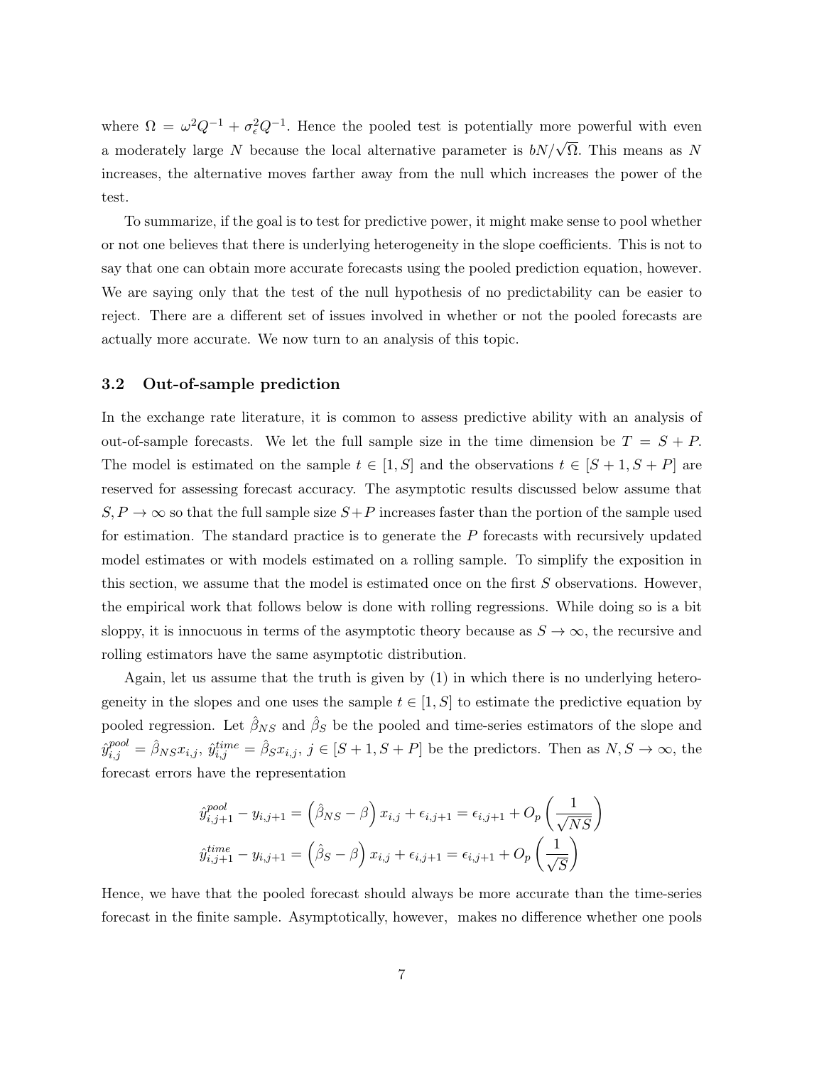where $\Omega = \omega^2 Q^{-1} + \sigma_\epsilon^2 Q^{-1}$. Hence the pooled test is potentially more powerful with even a moderately large $N$ because the local alternative parameter is $bN/\sqrt{\Omega}$. This means as $N$ increases, the alternative moves farther away from the null which increases the power of the test.

To summarize, if the goal is to test for predictive power, it might make sense to pool whether or not one believes that there is underlying heterogeneity in the slope coefficients. This is not to say that one can obtain more accurate forecasts using the pooled prediction equation, however. We are saying only that the test of the null hypothesis of no predictability can be easier to reject. There are a different set of issues involved in whether or not the pooled forecasts are actually more accurate. We now turn to an analysis of this topic.

### 3.2 Out-of-sample prediction

In the exchange rate literature, it is common to assess predictive ability with an analysis of out-of-sample forecasts. We let the full sample size in the time dimension be $T = S + P$. The model is estimated on the sample $t \in [1, S]$ and the observations $t \in [S + 1, S + P]$ are reserved for assessing forecast accuracy. The asymptotic results discussed below assume that $S, P \to \infty$ so that the full sample size $S+P$ increases faster than the portion of the sample used for estimation. The standard practice is to generate the $P$ forecasts with recursively updated model estimates or with models estimated on a rolling sample. To simplify the exposition in this section, we assume that the model is estimated once on the first $S$ observations. However, the empirical work that follows below is done with rolling regressions. While doing so is a bit sloppy, it is innocuous in terms of the asymptotic theory because as $S \to \infty$, the recursive and rolling estimators have the same asymptotic distribution.

Again, let us assume that the truth is given by (1) in which there is no underlying heterogeneity in the slopes and one uses the sample $t \in [1, S]$ to estimate the predictive equation by pooled regression. Let $\hat{\beta}_{NS}$ and $\hat{\beta}_S$ be the pooled and time-series estimators of the slope and $\hat{y}_{i,j}^{pool} = \hat{\beta}_{NS} x_{i,j}$, $\hat{y}_{i,j}^{time} = \hat{\beta}_S x_{i,j}$, $j \in [S + 1, S + P]$ be the predictors. Then as $N, S \to \infty$, the forecast errors have the representation

$$\hat{y}_{i,j+1}^{pool} - y_{i,j+1} = \left(\hat{\beta}_{NS} - \beta\right) x_{i,j} + \epsilon_{i,j+1} = \epsilon_{i,j+1} + O_p\left(\frac{1}{\sqrt{NS}}\right)$$

$$\hat{y}_{i,j+1}^{time} - y_{i,j+1} = \left(\hat{\beta}_S - \beta\right) x_{i,j} + \epsilon_{i,j+1} = \epsilon_{i,j+1} + O_p\left(\frac{1}{\sqrt{S}}\right)$$

Hence, we have that the pooled forecast should always be more accurate than the time-series forecast in the finite sample. Asymptotically, however, makes no difference whether one pools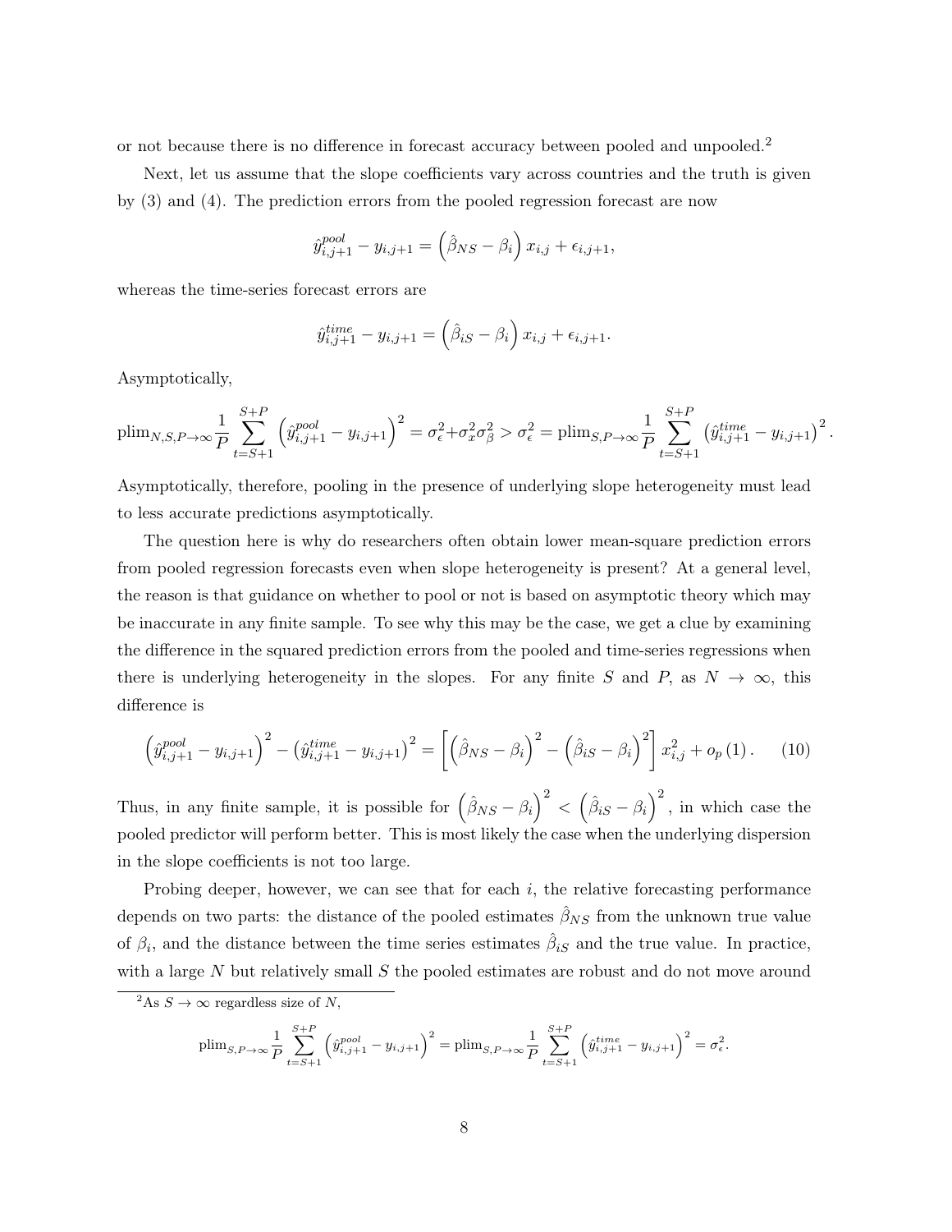or not because there is no difference in forecast accuracy between pooled and unpooled.[2]

Next, let us assume that the slope coefficients vary across countries and the truth is given by (3) and (4). The prediction errors from the pooled regression forecast are now

$$\hat{y}_{i,j+1}^{pool} - y_{i,j+1} = \left(\hat{\beta}_{NS} - \beta_i\right) x_{i,j} + \epsilon_{i,j+1},$$

whereas the time-series forecast errors are

$$\hat{y}_{i,j+1}^{time} - y_{i,j+1} = \left(\hat{\beta}_{iS} - \beta_i\right) x_{i,j} + \epsilon_{i,j+1}.$$

Asymptotically,

$$\text{plim}_{N,S,P\to\infty} \frac{1}{P} \sum_{t=S+1}^{S+P} \left(\hat{y}_{i,j+1}^{pool} - y_{i,j+1}\right)^2 = \sigma_\epsilon^2 + \sigma_x^2 \sigma_\beta^2 > \sigma_\epsilon^2 = \text{plim}_{S,P\to\infty} \frac{1}{P} \sum_{t=S+1}^{S+P} \left(\hat{y}_{i,j+1}^{time} - y_{i,j+1}\right)^2.$$

Asymptotically, therefore, pooling in the presence of underlying slope heterogeneity must lead to less accurate predictions asymptotically.

The question here is why do researchers often obtain lower mean-square prediction errors from pooled regression forecasts even when slope heterogeneity is present? At a general level, the reason is that guidance on whether to pool or not is based on asymptotic theory which may be inaccurate in any finite sample. To see why this may be the case, we get a clue by examining the difference in the squared prediction errors from the pooled and time-series regressions when there is underlying heterogeneity in the slopes. For any finite $S$ and $P$, as $N \to \infty$, this difference is

$$\left(\hat{y}_{i,j+1}^{pool} - y_{i,j+1}\right)^2 - \left(\hat{y}_{i,j+1}^{time} - y_{i,j+1}\right)^2 = \left[\left(\hat{\beta}_{NS} - \beta_i\right)^2 - \left(\hat{\beta}_{iS} - \beta_i\right)^2\right] x_{i,j}^2 + o_p(1). \quad (10)$$

Thus, in any finite sample, it is possible for $\left(\hat{\beta}_{NS} - \beta_i\right)^2 < \left(\hat{\beta}_{iS} - \beta_i\right)^2$, in which case the pooled predictor will perform better. This is most likely the case when the underlying dispersion in the slope coefficients is not too large.

Probing deeper, however, we can see that for each $i$, the relative forecasting performance depends on two parts: the distance of the pooled estimates $\hat{\beta}_{NS}$ from the unknown true value of $\beta_i$, and the distance between the time series estimates $\hat{\beta}_{iS}$ and the true value. In practice, with a large $N$ but relatively small $S$ the pooled estimates are robust and do not move around

[2] As $S \to \infty$ regardless size of $N$,

$$\text{plim}_{S,P\to\infty} \frac{1}{P} \sum_{t=S+1}^{S+P} \left(\hat{y}_{i,j+1}^{pool} - y_{i,j+1}\right)^2 = \text{plim}_{S,P\to\infty} \frac{1}{P} \sum_{t=S+1}^{S+P} \left(\hat{y}_{i,j+1}^{time} - y_{i,j+1}\right)^2 = \sigma_\epsilon^2.$$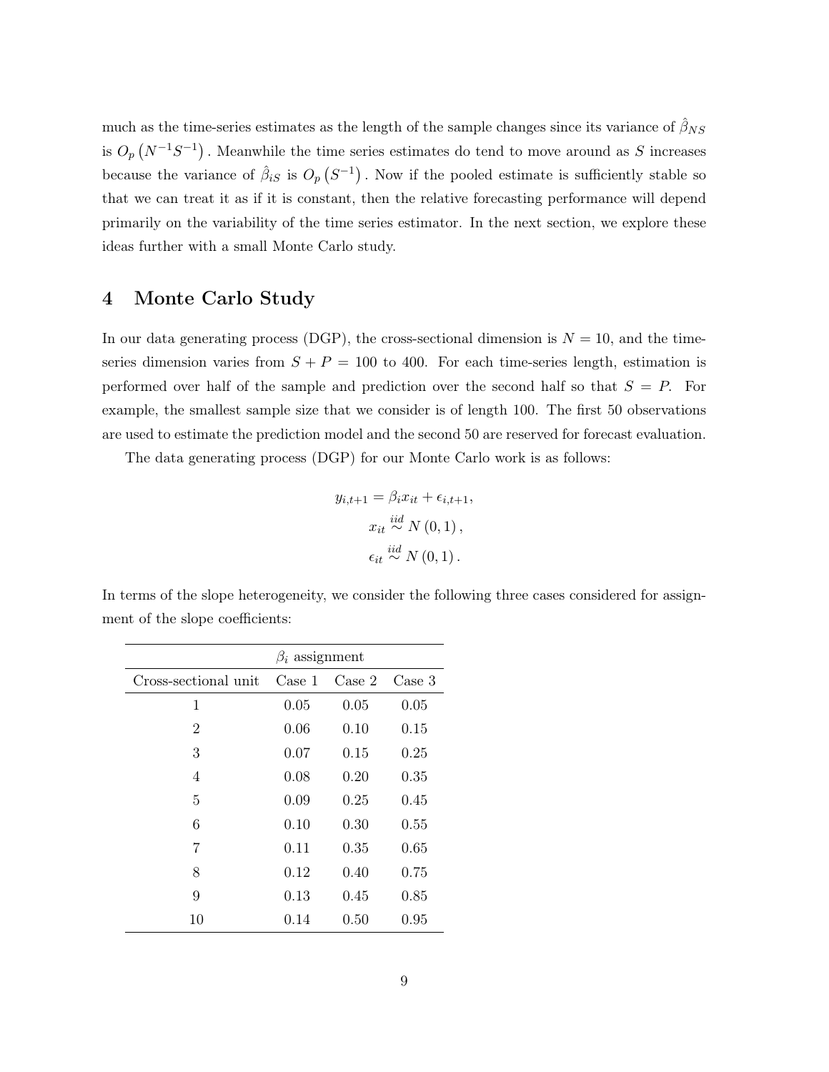much as the time-series estimates as the length of the sample changes since its variance of $\hat{\beta}_{NS}$ is $O_p\left(N^{-1}S^{-1}\right)$. Meanwhile the time series estimates do tend to move around as $S$ increases because the variance of $\hat{\beta}_{iS}$ is $O_p\left(S^{-1}\right)$. Now if the pooled estimate is sufficiently stable so that we can treat it as if it is constant, then the relative forecasting performance will depend primarily on the variability of the time series estimator. In the next section, we explore these ideas further with a small Monte Carlo study.

# 4 Monte Carlo Study

In our data generating process (DGP), the cross-sectional dimension is $N = 10$, and the time-series dimension varies from $S + P = 100$ to 400. For each time-series length, estimation is performed over half of the sample and prediction over the second half so that $S = P$. For example, the smallest sample size that we consider is of length 100. The first 50 observations are used to estimate the prediction model and the second 50 are reserved for forecast evaluation.

The data generating process (DGP) for our Monte Carlo work is as follows:

$$
\begin{aligned}
y_{i,t+1} &= \beta_i x_{it} + \epsilon_{i,t+1}, \\
x_{it} &\overset{iid}{\sim} N(0,1), \\
\epsilon_{it} &\overset{iid}{\sim} N(0,1).
\end{aligned}
$$

In terms of the slope heterogeneity, we consider the following three cases considered for assignment of the slope coefficients:

| | $\beta_i$ assignment | | |
|---|---|---|---|
| Cross-sectional unit | Case 1 | Case 2 | Case 3 |
| 1 | 0.05 | 0.05 | 0.05 |
| 2 | 0.06 | 0.10 | 0.15 |
| 3 | 0.07 | 0.15 | 0.25 |
| 4 | 0.08 | 0.20 | 0.35 |
| 5 | 0.09 | 0.25 | 0.45 |
| 6 | 0.10 | 0.30 | 0.55 |
| 7 | 0.11 | 0.35 | 0.65 |
| 8 | 0.12 | 0.40 | 0.75 |
| 9 | 0.13 | 0.45 | 0.85 |
| 10 | 0.14 | 0.50 | 0.95 |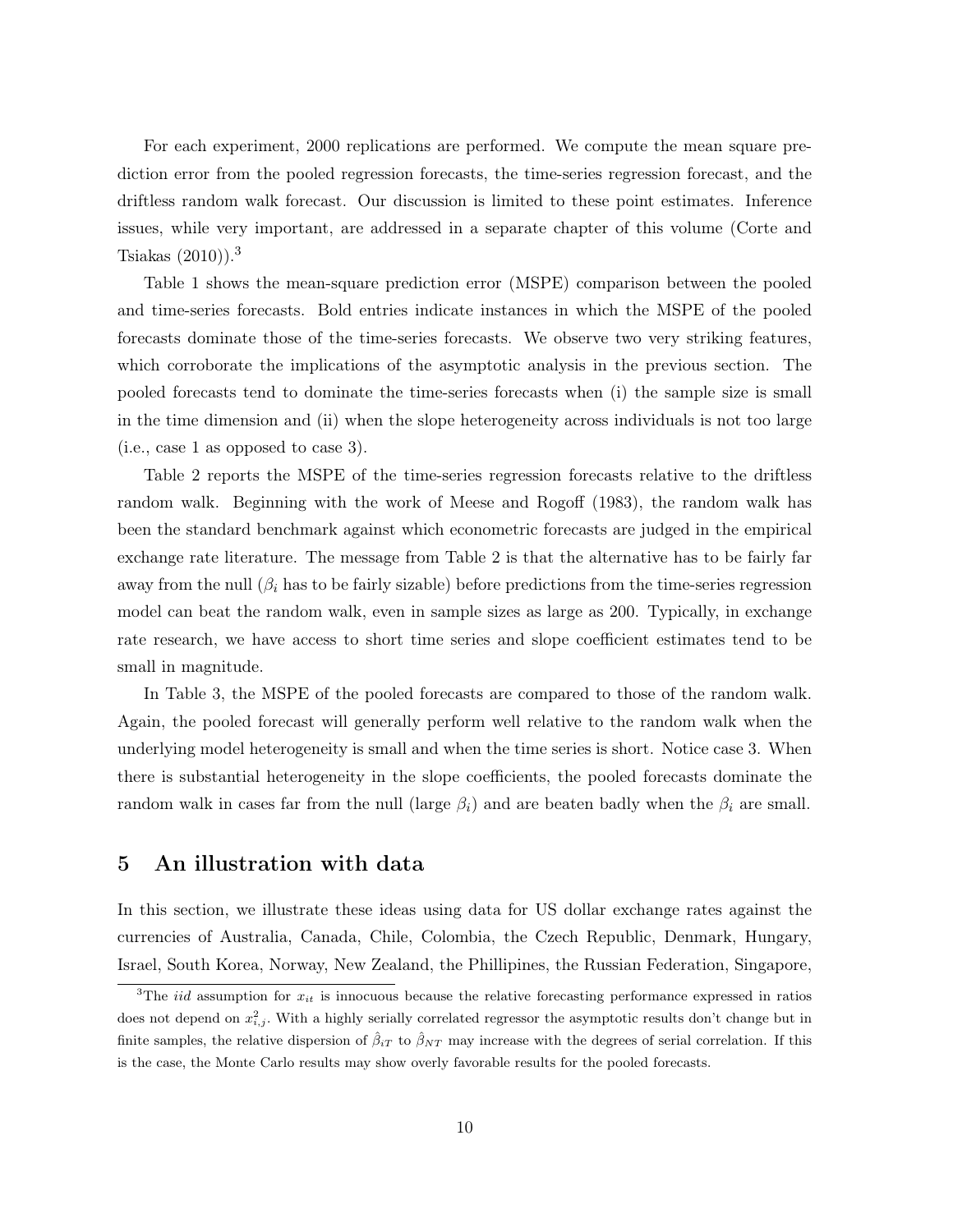For each experiment, 2000 replications are performed. We compute the mean square prediction error from the pooled regression forecasts, the time-series regression forecast, and the driftless random walk forecast. Our discussion is limited to these point estimates. Inference issues, while very important, are addressed in a separate chapter of this volume (Corte and Tsiakas (2010)).[3]

Table 1 shows the mean-square prediction error (MSPE) comparison between the pooled and time-series forecasts. Bold entries indicate instances in which the MSPE of the pooled forecasts dominate those of the time-series forecasts. We observe two very striking features, which corroborate the implications of the asymptotic analysis in the previous section. The pooled forecasts tend to dominate the time-series forecasts when (i) the sample size is small in the time dimension and (ii) when the slope heterogeneity across individuals is not too large (i.e., case 1 as opposed to case 3).

Table 2 reports the MSPE of the time-series regression forecasts relative to the driftless random walk. Beginning with the work of Meese and Rogoff (1983), the random walk has been the standard benchmark against which econometric forecasts are judged in the empirical exchange rate literature. The message from Table 2 is that the alternative has to be fairly far away from the null ($\beta_i$ has to be fairly sizable) before predictions from the time-series regression model can beat the random walk, even in sample sizes as large as 200. Typically, in exchange rate research, we have access to short time series and slope coefficient estimates tend to be small in magnitude.

In Table 3, the MSPE of the pooled forecasts are compared to those of the random walk. Again, the pooled forecast will generally perform well relative to the random walk when the underlying model heterogeneity is small and when the time series is short. Notice case 3. When there is substantial heterogeneity in the slope coefficients, the pooled forecasts dominate the random walk in cases far from the null (large $\beta_i$) and are beaten badly when the $\beta_i$ are small.

## 5 An illustration with data

In this section, we illustrate these ideas using data for US dollar exchange rates against the currencies of Australia, Canada, Chile, Colombia, the Czech Republic, Denmark, Hungary, Israel, South Korea, Norway, New Zealand, the Phillipines, the Russian Federation, Singapore,

[3] The *iid* assumption for $x_{it}$ is innocuous because the relative forecasting performance expressed in ratios does not depend on $x_{i,j}^2$. With a highly serially correlated regressor the asymptotic results don't change but in finite samples, the relative dispersion of $\hat{\beta}_{iT}$ to $\hat{\beta}_{NT}$ may increase with the degrees of serial correlation. If this is the case, the Monte Carlo results may show overly favorable results for the pooled forecasts.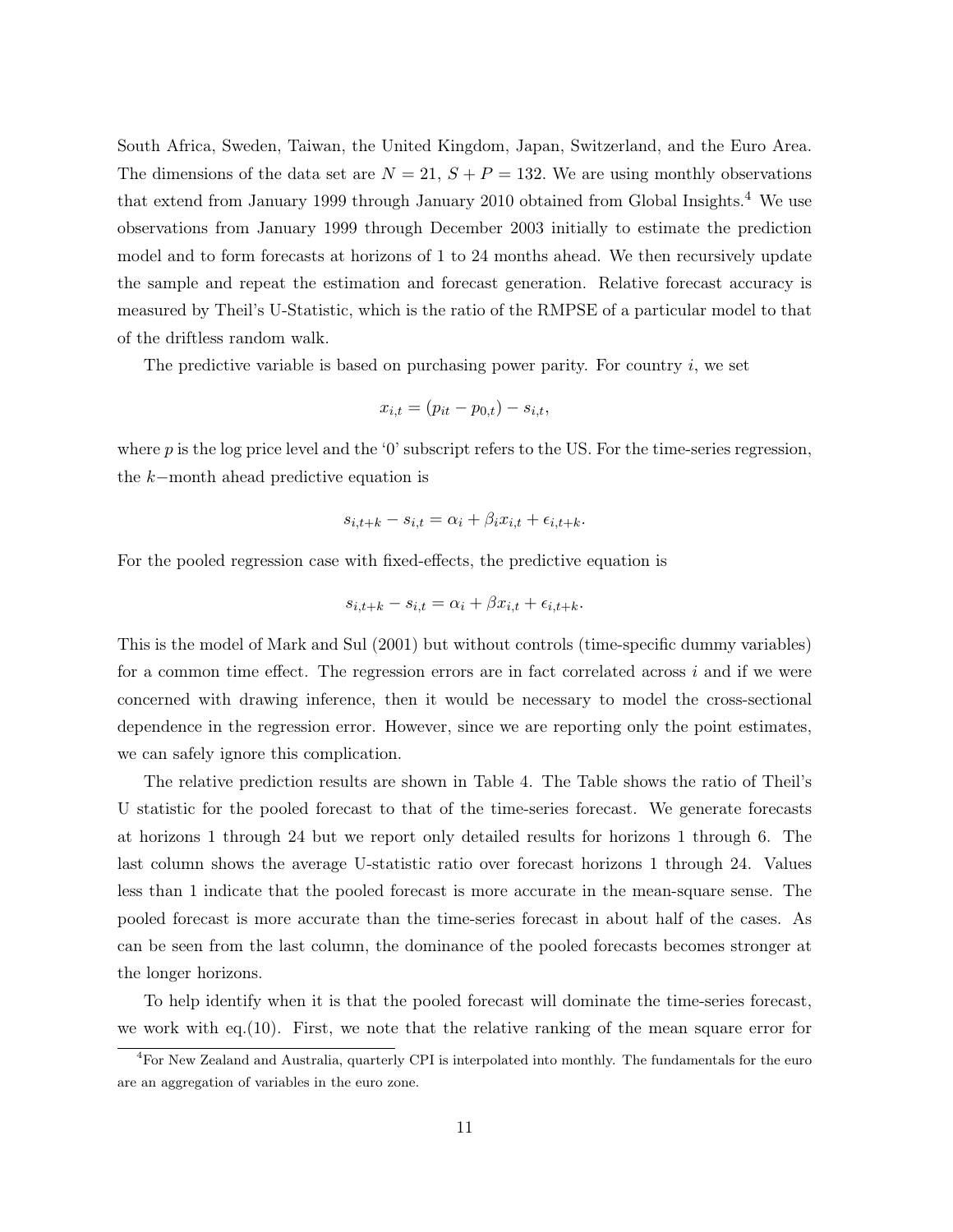South Africa, Sweden, Taiwan, the United Kingdom, Japan, Switzerland, and the Euro Area. The dimensions of the data set are $N = 21$, $S + P = 132$. We are using monthly observations that extend from January 1999 through January 2010 obtained from Global Insights.[4] We use observations from January 1999 through December 2003 initially to estimate the prediction model and to form forecasts at horizons of 1 to 24 months ahead. We then recursively update the sample and repeat the estimation and forecast generation. Relative forecast accuracy is measured by Theil's U-Statistic, which is the ratio of the RMPSE of a particular model to that of the driftless random walk.

The predictive variable is based on purchasing power parity. For country $i$, we set

$$x_{i,t} = (p_{it} - p_{0,t}) - s_{i,t},$$

where $p$ is the log price level and the '0' subscript refers to the US. For the time-series regression, the $k-$month ahead predictive equation is

$$s_{i,t+k} - s_{i,t} = \alpha_i + \beta_i x_{i,t} + \epsilon_{i,t+k}.$$

For the pooled regression case with fixed-effects, the predictive equation is

$$s_{i,t+k} - s_{i,t} = \alpha_i + \beta x_{i,t} + \epsilon_{i,t+k}.$$

This is the model of Mark and Sul (2001) but without controls (time-specific dummy variables) for a common time effect. The regression errors are in fact correlated across $i$ and if we were concerned with drawing inference, then it would be necessary to model the cross-sectional dependence in the regression error. However, since we are reporting only the point estimates, we can safely ignore this complication.

The relative prediction results are shown in Table 4. The Table shows the ratio of Theil's U statistic for the pooled forecast to that of the time-series forecast. We generate forecasts at horizons 1 through 24 but we report only detailed results for horizons 1 through 6. The last column shows the average U-statistic ratio over forecast horizons 1 through 24. Values less than 1 indicate that the pooled forecast is more accurate in the mean-square sense. The pooled forecast is more accurate than the time-series forecast in about half of the cases. As can be seen from the last column, the dominance of the pooled forecasts becomes stronger at the longer horizons.

To help identify when it is that the pooled forecast will dominate the time-series forecast, we work with eq.(10). First, we note that the relative ranking of the mean square error for

[4] For New Zealand and Australia, quarterly CPI is interpolated into monthly. The fundamentals for the euro are an aggregation of variables in the euro zone.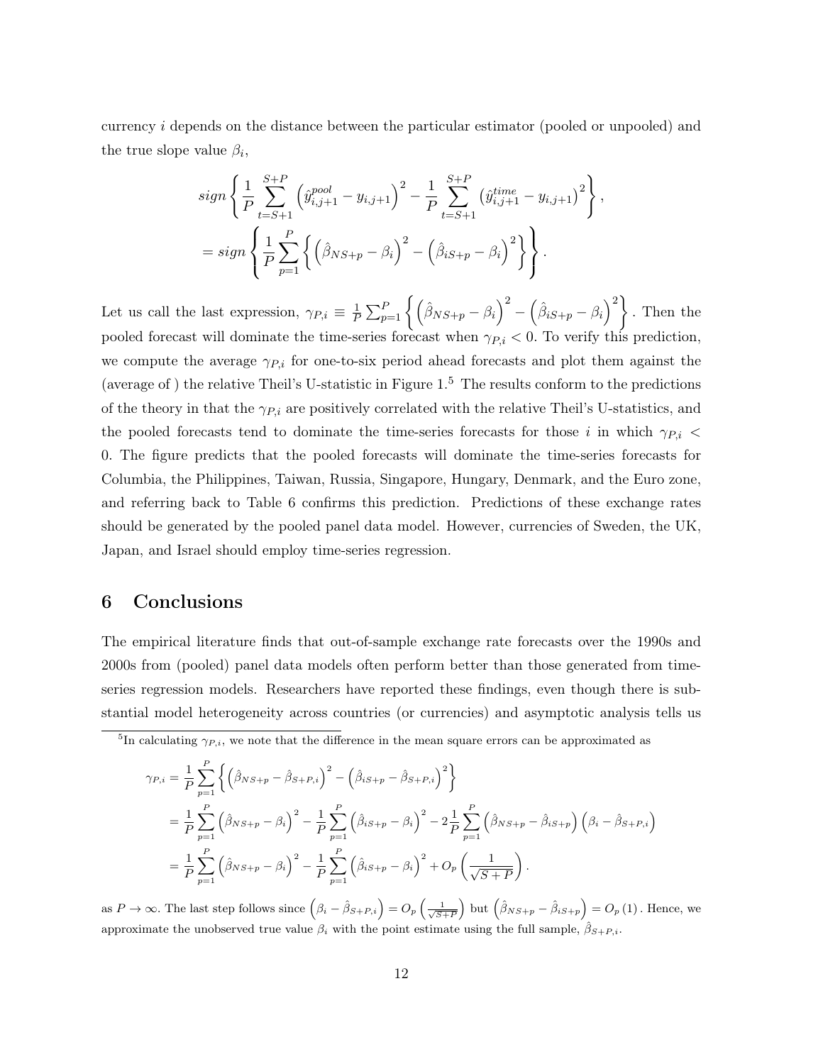currency $i$ depends on the distance between the particular estimator (pooled or unpooled) and the true slope value $\beta_i$,

$$
\begin{aligned}
& sign\left\{ \frac{1}{P}\sum_{t=S+1}^{S+P}\left(\hat{y}_{i,j+1}^{pool} - y_{i,j+1}\right)^2 - \frac{1}{P}\sum_{t=S+1}^{S+P}\left(\hat{y}_{i,j+1}^{time} - y_{i,j+1}\right)^2 \right\}, \\
& = sign\left\{ \frac{1}{P}\sum_{p=1}^{P}\left\{ \left(\hat{\beta}_{NS+p} - \beta_i\right)^2 - \left(\hat{\beta}_{iS+p} - \beta_i\right)^2 \right\} \right\}.
\end{aligned}
$$

Let us call the last expression, $\gamma_{P,i} \equiv \frac{1}{P}\sum_{p=1}^{P}\left\{ \left(\hat{\beta}_{NS+p} - \beta_i\right)^2 - \left(\hat{\beta}_{iS+p} - \beta_i\right)^2 \right\}$. Then the pooled forecast will dominate the time-series forecast when $\gamma_{P,i} < 0$. To verify this prediction, we compute the average $\gamma_{P,i}$ for one-to-six period ahead forecasts and plot them against the (average of ) the relative Theil's U-statistic in Figure 1.[5] The results conform to the predictions of the theory in that the $\gamma_{P,i}$ are positively correlated with the relative Theil's U-statistics, and the pooled forecasts tend to dominate the time-series forecasts for those $i$ in which $\gamma_{P,i} < 0$. The figure predicts that the pooled forecasts will dominate the time-series forecasts for Columbia, the Philippines, Taiwan, Russia, Singapore, Hungary, Denmark, and the Euro zone, and referring back to Table 6 confirms this prediction. Predictions of these exchange rates should be generated by the pooled panel data model. However, currencies of Sweden, the UK, Japan, and Israel should employ time-series regression.

# 6 Conclusions

The empirical literature finds that out-of-sample exchange rate forecasts over the 1990s and 2000s from (pooled) panel data models often perform better than those generated from time-series regression models. Researchers have reported these findings, even though there is substantial model heterogeneity across countries (or currencies) and asymptotic analysis tells us

[5] In calculating $\gamma_{P,i}$, we note that the difference in the mean square errors can be approximated as

$$
\begin{aligned}
\gamma_{P,i} &= \frac{1}{P}\sum_{p=1}^{P}\left\{ \left(\hat{\beta}_{NS+p} - \hat{\beta}_{S+P,i}\right)^2 - \left(\hat{\beta}_{iS+p} - \hat{\beta}_{S+P,i}\right)^2 \right\} \\
&= \frac{1}{P}\sum_{p=1}^{P}\left(\hat{\beta}_{NS+p} - \beta_i\right)^2 - \frac{1}{P}\sum_{p=1}^{P}\left(\hat{\beta}_{iS+p} - \beta_i\right)^2 - 2\frac{1}{P}\sum_{p=1}^{P}\left(\hat{\beta}_{NS+p} - \hat{\beta}_{iS+p}\right)\left(\beta_i - \hat{\beta}_{S+P,i}\right) \\
&= \frac{1}{P}\sum_{p=1}^{P}\left(\hat{\beta}_{NS+p} - \beta_i\right)^2 - \frac{1}{P}\sum_{p=1}^{P}\left(\hat{\beta}_{iS+p} - \beta_i\right)^2 + O_p\left(\frac{1}{\sqrt{S+P}}\right).
\end{aligned}
$$

as $P \to \infty$. The last step follows since $\left(\beta_i - \hat{\beta}_{S+P,i}\right) = O_p\left(\frac{1}{\sqrt{S+P}}\right)$ but $\left(\hat{\beta}_{NS+p} - \hat{\beta}_{iS+p}\right) = O_p(1)$. Hence, we approximate the unobserved true value $\beta_i$ with the point estimate using the full sample, $\hat{\beta}_{S+P,i}$.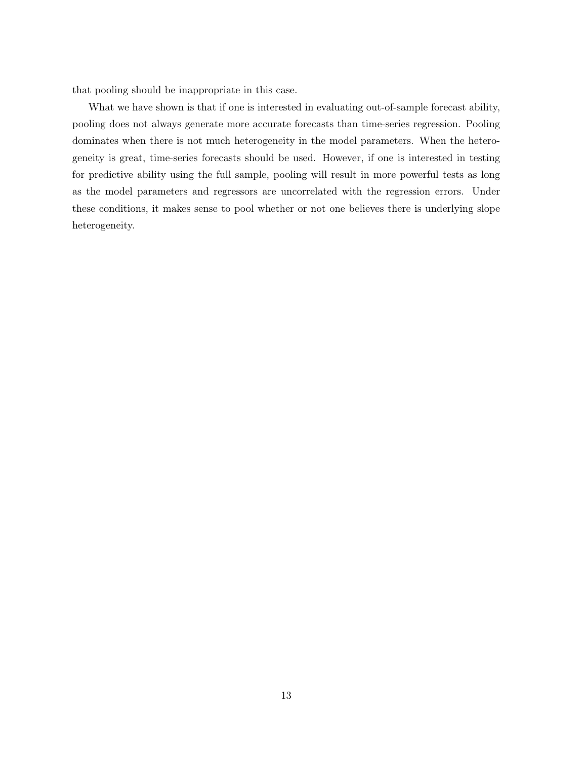that pooling should be inappropriate in this case.

What we have shown is that if one is interested in evaluating out-of-sample forecast ability, pooling does not always generate more accurate forecasts than time-series regression. Pooling dominates when there is not much heterogeneity in the model parameters. When the heterogeneity is great, time-series forecasts should be used. However, if one is interested in testing for predictive ability using the full sample, pooling will result in more powerful tests as long as the model parameters and regressors are uncorrelated with the regression errors. Under these conditions, it makes sense to pool whether or not one believes there is underlying slope heterogeneity.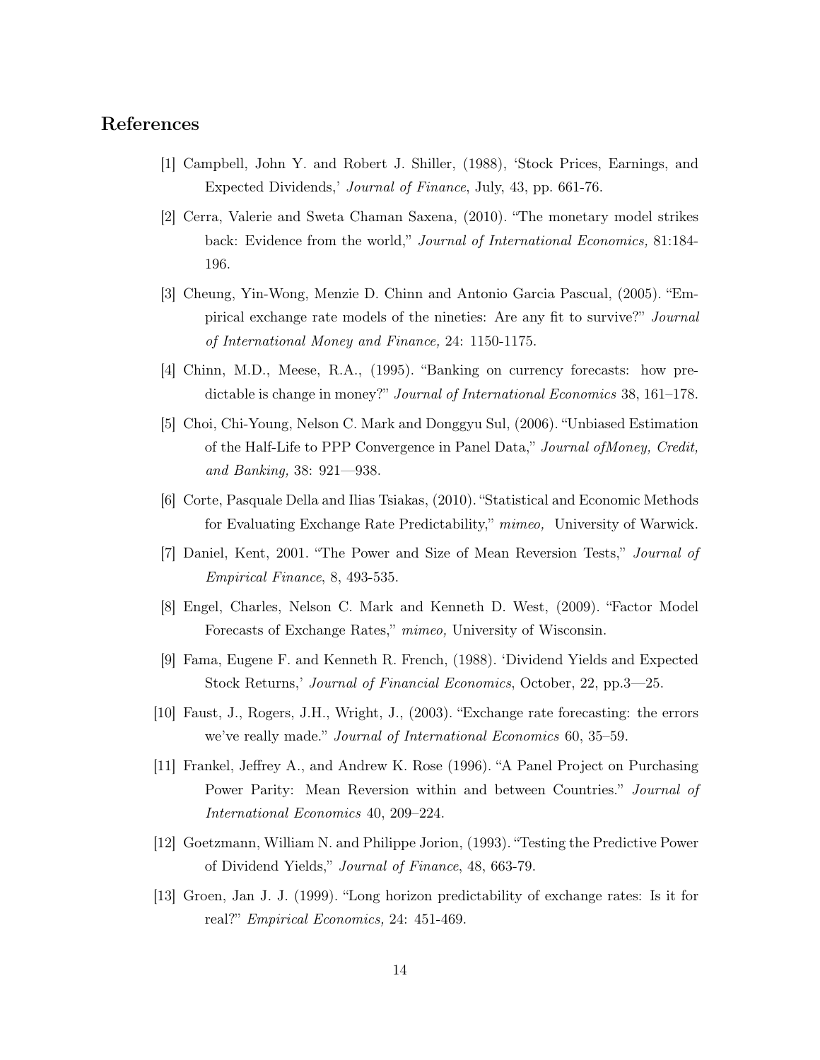## References

[1] Campbell, John Y. and Robert J. Shiller, (1988), 'Stock Prices, Earnings, and Expected Dividends,' *Journal of Finance*, July, 43, pp. 661-76.

[2] Cerra, Valerie and Sweta Chaman Saxena, (2010). "The monetary model strikes back: Evidence from the world," *Journal of International Economics,* 81:184-196.

[3] Cheung, Yin-Wong, Menzie D. Chinn and Antonio Garcia Pascual, (2005). "Empirical exchange rate models of the nineties: Are any fit to survive?" *Journal of International Money and Finance,* 24: 1150-1175.

[4] Chinn, M.D., Meese, R.A., (1995). "Banking on currency forecasts: how predictable is change in money?" *Journal of International Economics* 38, 161–178.

[5] Choi, Chi-Young, Nelson C. Mark and Donggyu Sul, (2006). "Unbiased Estimation of the Half-Life to PPP Convergence in Panel Data," *Journal ofMoney, Credit, and Banking,* 38: 921—938.

[6] Corte, Pasquale Della and Ilias Tsiakas, (2010). "Statistical and Economic Methods for Evaluating Exchange Rate Predictability," *mimeo,* University of Warwick.

[7] Daniel, Kent, 2001. "The Power and Size of Mean Reversion Tests," *Journal of Empirical Finance*, 8, 493-535.

[8] Engel, Charles, Nelson C. Mark and Kenneth D. West, (2009). "Factor Model Forecasts of Exchange Rates," *mimeo,* University of Wisconsin.

[9] Fama, Eugene F. and Kenneth R. French, (1988). 'Dividend Yields and Expected Stock Returns,' *Journal of Financial Economics*, October, 22, pp.3—25.

[10] Faust, J., Rogers, J.H., Wright, J., (2003). "Exchange rate forecasting: the errors we've really made." *Journal of International Economics* 60, 35–59.

[11] Frankel, Jeffrey A., and Andrew K. Rose (1996). "A Panel Project on Purchasing Power Parity: Mean Reversion within and between Countries." *Journal of International Economics* 40, 209–224.

[12] Goetzmann, William N. and Philippe Jorion, (1993). "Testing the Predictive Power of Dividend Yields," *Journal of Finance*, 48, 663-79.

[13] Groen, Jan J. J. (1999). "Long horizon predictability of exchange rates: Is it for real?" *Empirical Economics,* 24: 451-469.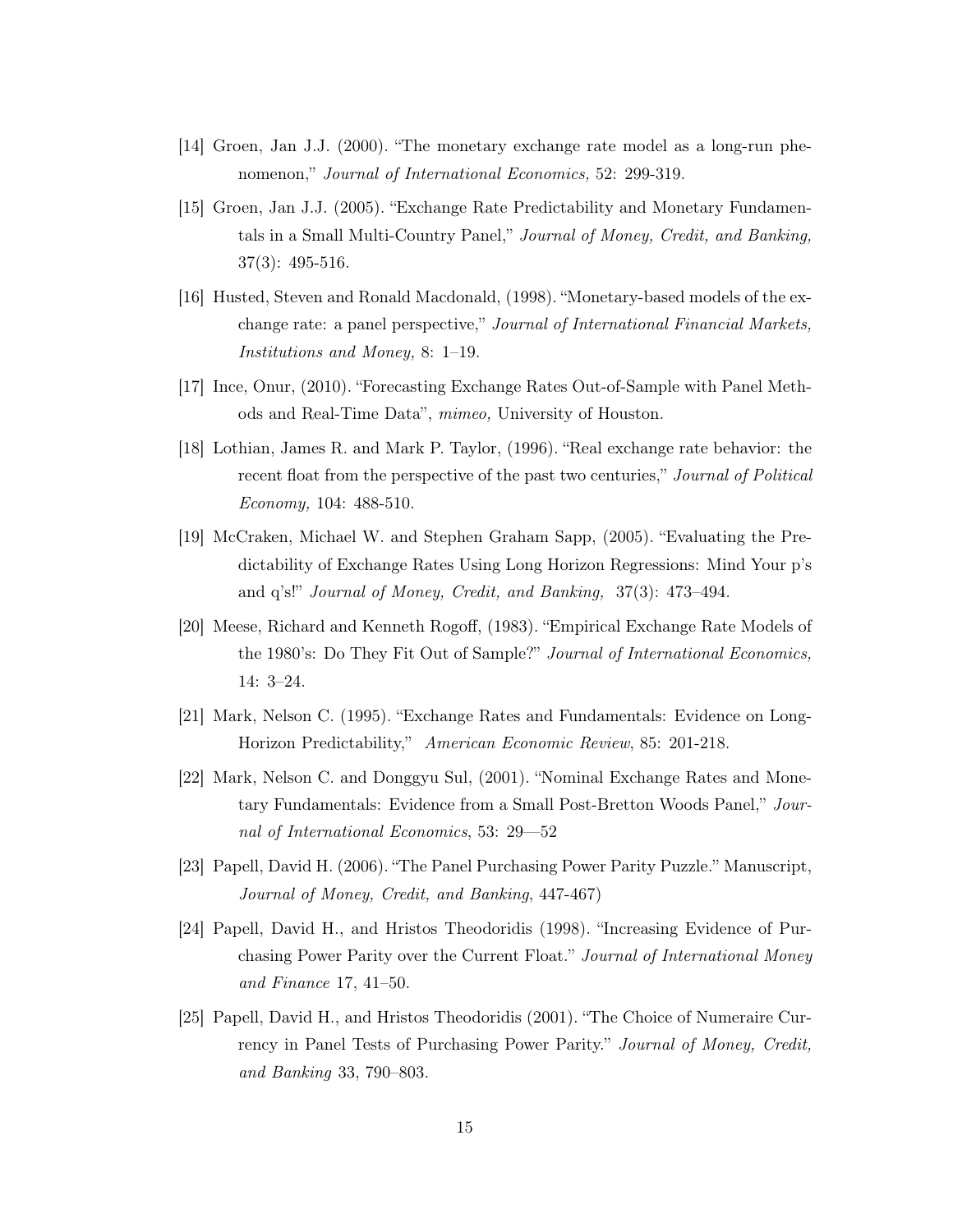[14] Groen, Jan J.J. (2000). "The monetary exchange rate model as a long-run phenomenon," *Journal of International Economics,* 52: 299-319.

[15] Groen, Jan J.J. (2005). "Exchange Rate Predictability and Monetary Fundamentals in a Small Multi-Country Panel," *Journal of Money, Credit, and Banking,* 37(3): 495-516.

[16] Husted, Steven and Ronald Macdonald, (1998). "Monetary-based models of the exchange rate: a panel perspective," *Journal of International Financial Markets, Institutions and Money,* 8: 1–19.

[17] Ince, Onur, (2010). "Forecasting Exchange Rates Out-of-Sample with Panel Methods and Real-Time Data", *mimeo,* University of Houston.

[18] Lothian, James R. and Mark P. Taylor, (1996). "Real exchange rate behavior: the recent float from the perspective of the past two centuries," *Journal of Political Economy,* 104: 488-510.

[19] McCraken, Michael W. and Stephen Graham Sapp, (2005). "Evaluating the Predictability of Exchange Rates Using Long Horizon Regressions: Mind Your p's and q's!" *Journal of Money, Credit, and Banking,* 37(3): 473–494.

[20] Meese, Richard and Kenneth Rogoff, (1983). "Empirical Exchange Rate Models of the 1980's: Do They Fit Out of Sample?" *Journal of International Economics,* 14: 3–24.

[21] Mark, Nelson C. (1995). "Exchange Rates and Fundamentals: Evidence on Long-Horizon Predictability," *American Economic Review*, 85: 201-218.

[22] Mark, Nelson C. and Donggyu Sul, (2001). "Nominal Exchange Rates and Monetary Fundamentals: Evidence from a Small Post-Bretton Woods Panel," *Journal of International Economics*, 53: 29—52

[23] Papell, David H. (2006). "The Panel Purchasing Power Parity Puzzle." Manuscript, *Journal of Money, Credit, and Banking*, 447-467)

[24] Papell, David H., and Hristos Theodoridis (1998). "Increasing Evidence of Purchasing Power Parity over the Current Float." *Journal of International Money and Finance* 17, 41–50.

[25] Papell, David H., and Hristos Theodoridis (2001). "The Choice of Numeraire Currency in Panel Tests of Purchasing Power Parity." *Journal of Money, Credit, and Banking* 33, 790–803.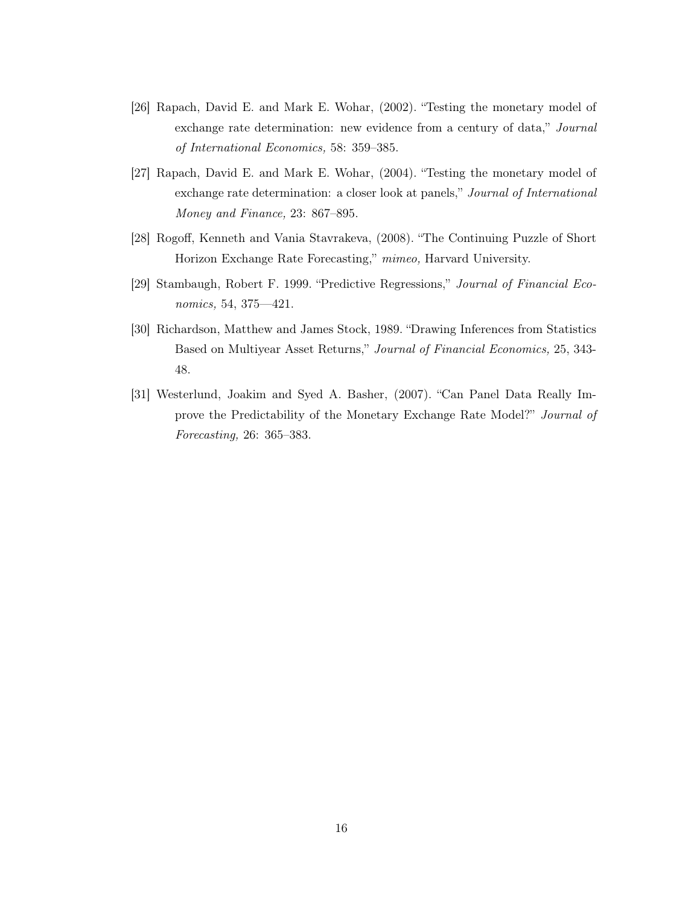[26] Rapach, David E. and Mark E. Wohar, (2002). "Testing the monetary model of exchange rate determination: new evidence from a century of data," *Journal of International Economics,* 58: 359–385.

[27] Rapach, David E. and Mark E. Wohar, (2004). "Testing the monetary model of exchange rate determination: a closer look at panels," *Journal of International Money and Finance,* 23: 867–895.

[28] Rogoff, Kenneth and Vania Stavrakeva, (2008). "The Continuing Puzzle of Short Horizon Exchange Rate Forecasting," *mimeo,* Harvard University.

[29] Stambaugh, Robert F. 1999. "Predictive Regressions," *Journal of Financial Economics,* 54, 375—421.

[30] Richardson, Matthew and James Stock, 1989. "Drawing Inferences from Statistics Based on Multiyear Asset Returns," *Journal of Financial Economics,* 25, 343-48.

[31] Westerlund, Joakim and Syed A. Basher, (2007). "Can Panel Data Really Improve the Predictability of the Monetary Exchange Rate Model?" *Journal of Forecasting,* 26: 365–383.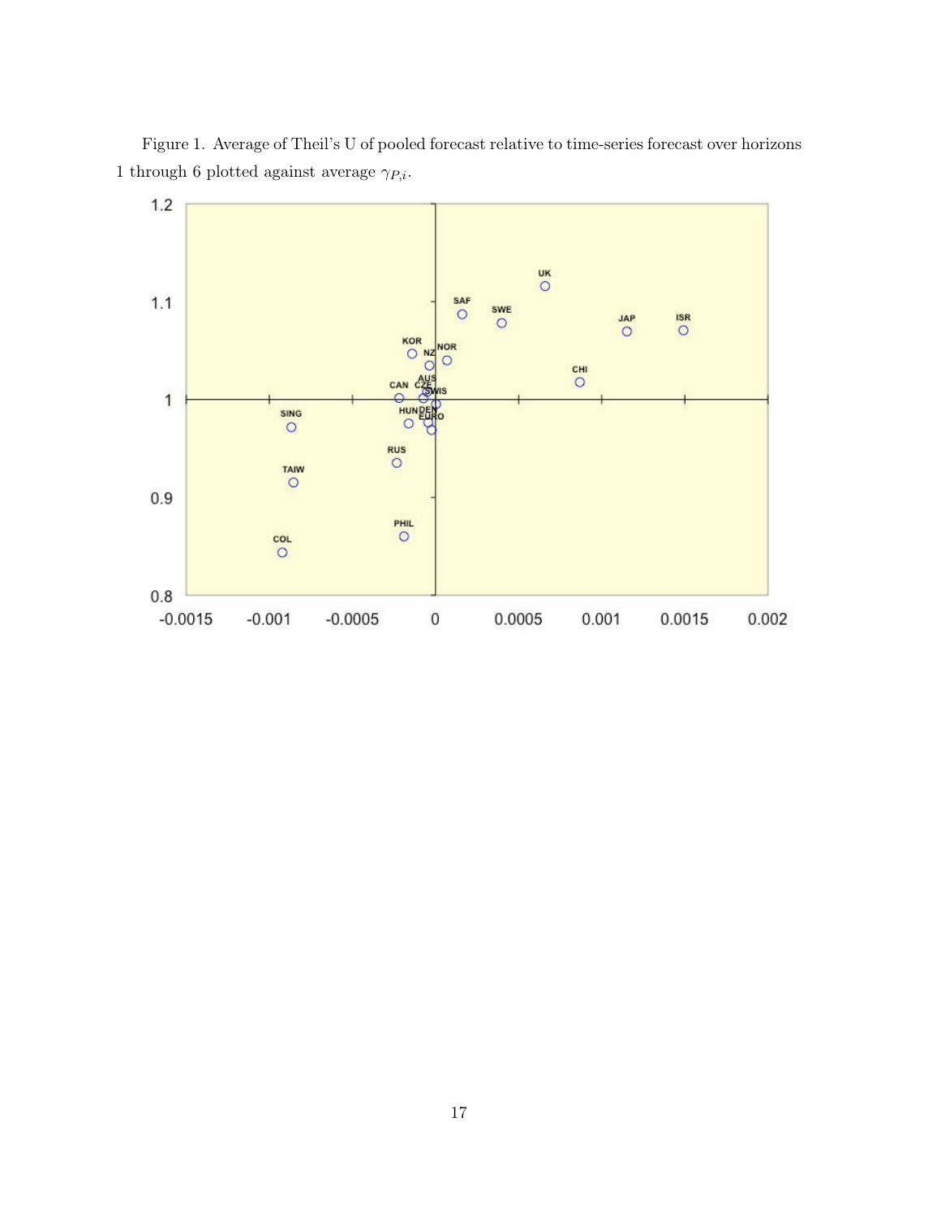Figure 1. Average of Theil's U of pooled forecast relative to time-series forecast over horizons 1 through 6 plotted against average $\gamma_{P,i}$.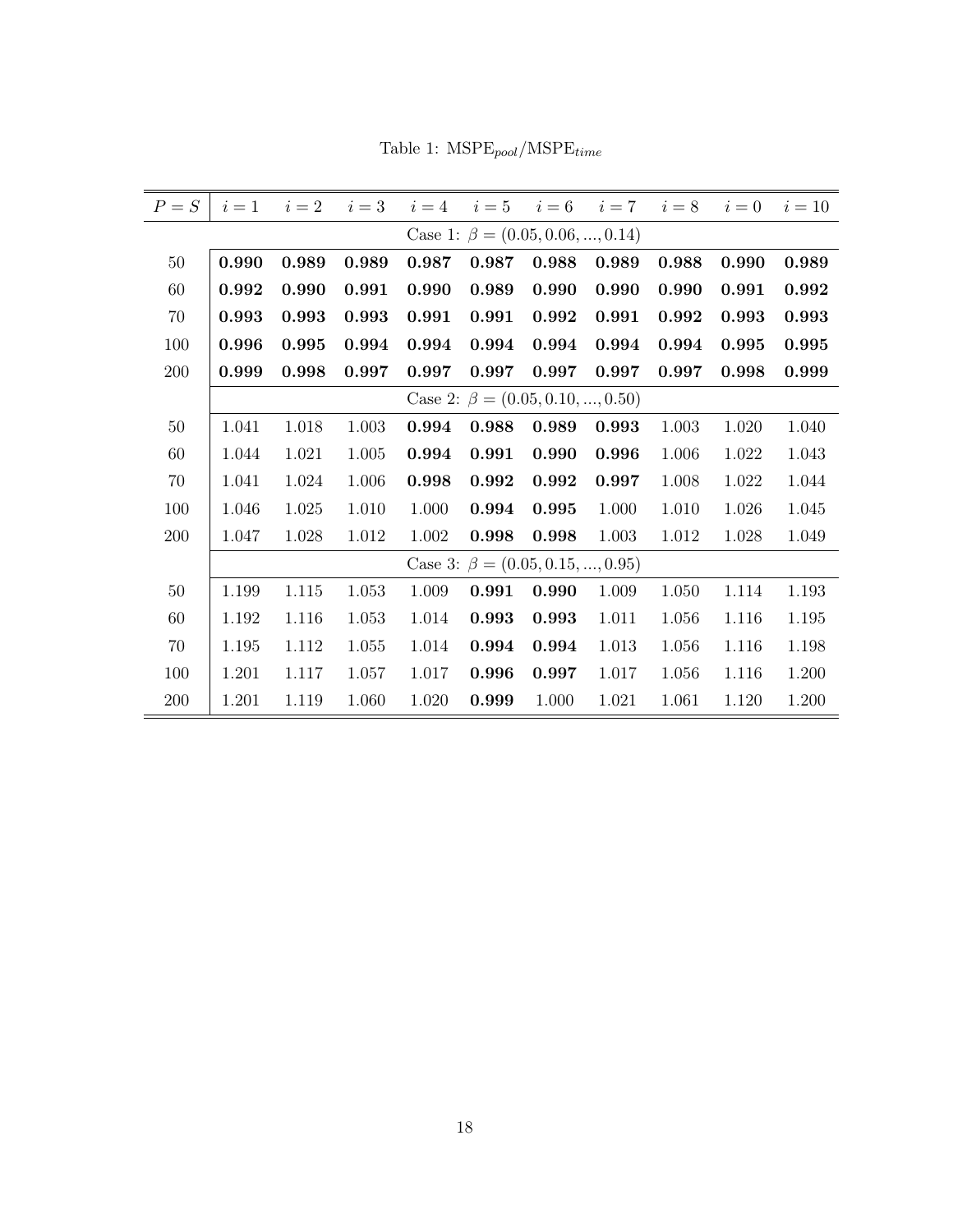Table 1: $\text{MSPE}_{pool}/\text{MSPE}_{time}$

| $P=S$ | $i=1$ | $i=2$ | $i=3$ | $i=4$ | $i=5$ | $i=6$ | $i=7$ | $i=8$ | $i=0$ | $i=10$ |
|---|---|---|---|---|---|---|---|---|---|---|
| | Case 1: $\beta=(0.05, 0.06, ..., 0.14)$ | | | | | | | | | |
| 50 | **0.990** | **0.989** | **0.989** | **0.987** | **0.987** | **0.988** | **0.989** | **0.988** | **0.990** | **0.989** |
| 60 | **0.992** | **0.990** | **0.991** | **0.990** | **0.989** | **0.990** | **0.990** | **0.990** | **0.991** | **0.992** |
| 70 | **0.993** | **0.993** | **0.993** | **0.991** | **0.991** | **0.992** | **0.991** | **0.992** | **0.993** | **0.993** |
| 100 | **0.996** | **0.995** | **0.994** | **0.994** | **0.994** | **0.994** | **0.994** | **0.994** | **0.995** | **0.995** |
| 200 | **0.999** | **0.998** | **0.997** | **0.997** | **0.997** | **0.997** | **0.997** | **0.997** | **0.998** | **0.999** |
| | Case 2: $\beta=(0.05, 0.10, ..., 0.50)$ | | | | | | | | | |
| 50 | 1.041 | 1.018 | 1.003 | **0.994** | **0.988** | **0.989** | **0.993** | 1.003 | 1.020 | 1.040 |
| 60 | 1.044 | 1.021 | 1.005 | **0.994** | **0.991** | **0.990** | **0.996** | 1.006 | 1.022 | 1.043 |
| 70 | 1.041 | 1.024 | 1.006 | **0.998** | **0.992** | **0.992** | **0.997** | 1.008 | 1.022 | 1.044 |
| 100 | 1.046 | 1.025 | 1.010 | 1.000 | **0.994** | **0.995** | 1.000 | 1.010 | 1.026 | 1.045 |
| 200 | 1.047 | 1.028 | 1.012 | 1.002 | **0.998** | **0.998** | 1.003 | 1.012 | 1.028 | 1.049 |
| | Case 3: $\beta=(0.05, 0.15, ..., 0.95)$ | | | | | | | | | |
| 50 | 1.199 | 1.115 | 1.053 | 1.009 | **0.991** | **0.990** | 1.009 | 1.050 | 1.114 | 1.193 |
| 60 | 1.192 | 1.116 | 1.053 | 1.014 | **0.993** | **0.993** | 1.011 | 1.056 | 1.116 | 1.195 |
| 70 | 1.195 | 1.112 | 1.055 | 1.014 | **0.994** | **0.994** | 1.013 | 1.056 | 1.116 | 1.198 |
| 100 | 1.201 | 1.117 | 1.057 | 1.017 | **0.996** | **0.997** | 1.017 | 1.056 | 1.116 | 1.200 |
| 200 | 1.201 | 1.119 | 1.060 | 1.020 | **0.999** | 1.000 | 1.021 | 1.061 | 1.120 | 1.200 |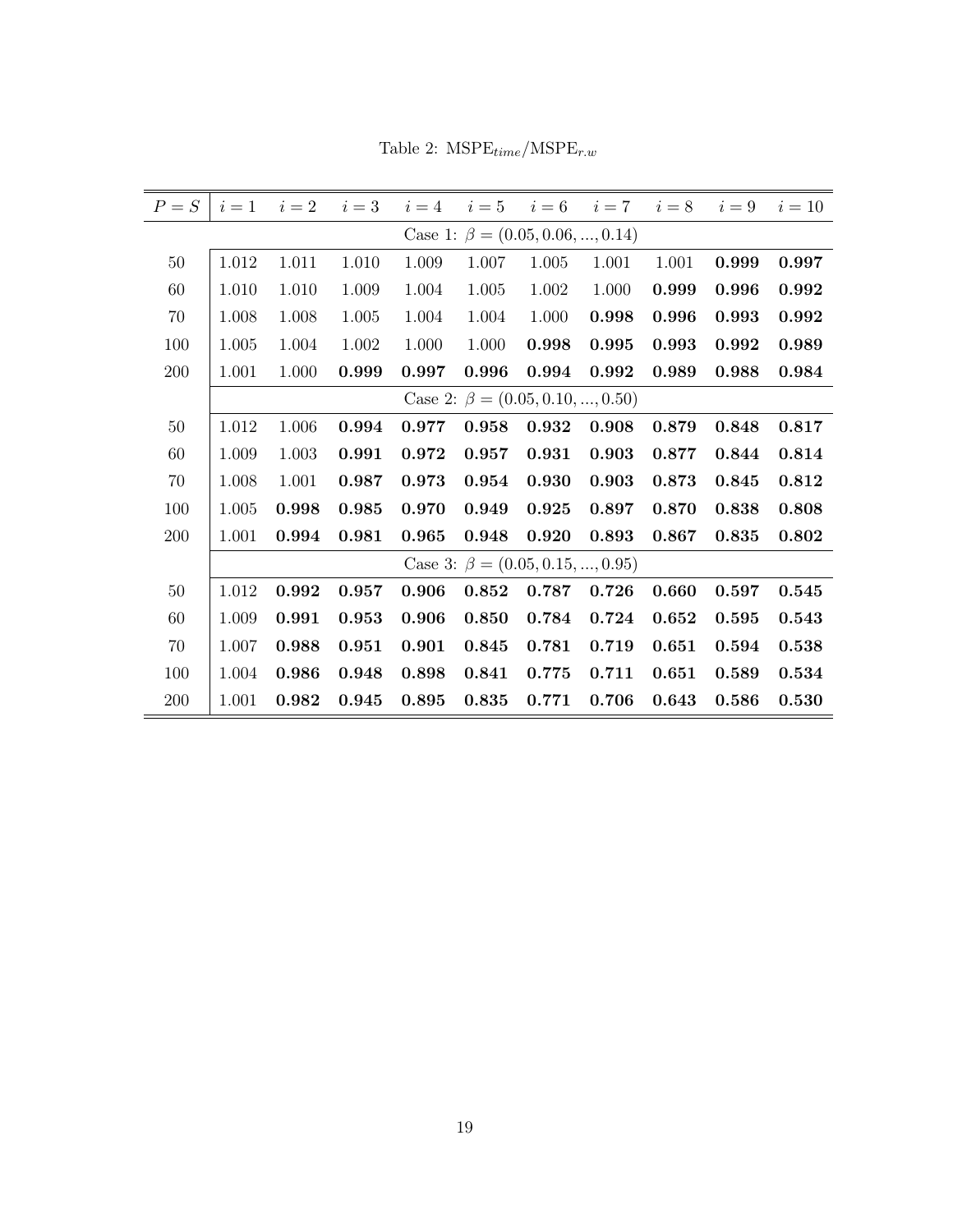Table 2: $\text{MSPE}_{time}/\text{MSPE}_{r.w}$

| $P = S$ | $i = 1$ | $i = 2$ | $i = 3$ | $i = 4$ | $i = 5$ | $i = 6$ | $i = 7$ | $i = 8$ | $i = 9$ | $i = 10$ |
|---|---|---|---|---|---|---|---|---|---|---|
| | Case 1: $\beta = (0.05, 0.06, ..., 0.14)$ | | | | | | | | | |
| 50 | 1.012 | 1.011 | 1.010 | 1.009 | 1.007 | 1.005 | 1.001 | 1.001 | **0.999** | **0.997** |
| 60 | 1.010 | 1.010 | 1.009 | 1.004 | 1.005 | 1.002 | 1.000 | **0.999** | **0.996** | **0.992** |
| 70 | 1.008 | 1.008 | 1.005 | 1.004 | 1.004 | 1.000 | **0.998** | **0.996** | **0.993** | **0.992** |
| 100 | 1.005 | 1.004 | 1.002 | 1.000 | 1.000 | **0.998** | **0.995** | **0.993** | **0.992** | **0.989** |
| 200 | 1.001 | 1.000 | **0.999** | **0.997** | **0.996** | **0.994** | **0.992** | **0.989** | **0.988** | **0.984** |
| | Case 2: $\beta = (0.05, 0.10, ..., 0.50)$ | | | | | | | | | |
| 50 | 1.012 | 1.006 | **0.994** | **0.977** | **0.958** | **0.932** | **0.908** | **0.879** | **0.848** | **0.817** |
| 60 | 1.009 | 1.003 | **0.991** | **0.972** | **0.957** | **0.931** | **0.903** | **0.877** | **0.844** | **0.814** |
| 70 | 1.008 | 1.001 | **0.987** | **0.973** | **0.954** | **0.930** | **0.903** | **0.873** | **0.845** | **0.812** |
| 100 | 1.005 | **0.998** | **0.985** | **0.970** | **0.949** | **0.925** | **0.897** | **0.870** | **0.838** | **0.808** |
| 200 | 1.001 | **0.994** | **0.981** | **0.965** | **0.948** | **0.920** | **0.893** | **0.867** | **0.835** | **0.802** |
| | Case 3: $\beta = (0.05, 0.15, ..., 0.95)$ | | | | | | | | | |
| 50 | 1.012 | **0.992** | **0.957** | **0.906** | **0.852** | **0.787** | **0.726** | **0.660** | **0.597** | **0.545** |
| 60 | 1.009 | **0.991** | **0.953** | **0.906** | **0.850** | **0.784** | **0.724** | **0.652** | **0.595** | **0.543** |
| 70 | 1.007 | **0.988** | **0.951** | **0.901** | **0.845** | **0.781** | **0.719** | **0.651** | **0.594** | **0.538** |
| 100 | 1.004 | **0.986** | **0.948** | **0.898** | **0.841** | **0.775** | **0.711** | **0.651** | **0.589** | **0.534** |
| 200 | 1.001 | **0.982** | **0.945** | **0.895** | **0.835** | **0.771** | **0.706** | **0.643** | **0.586** | **0.530** |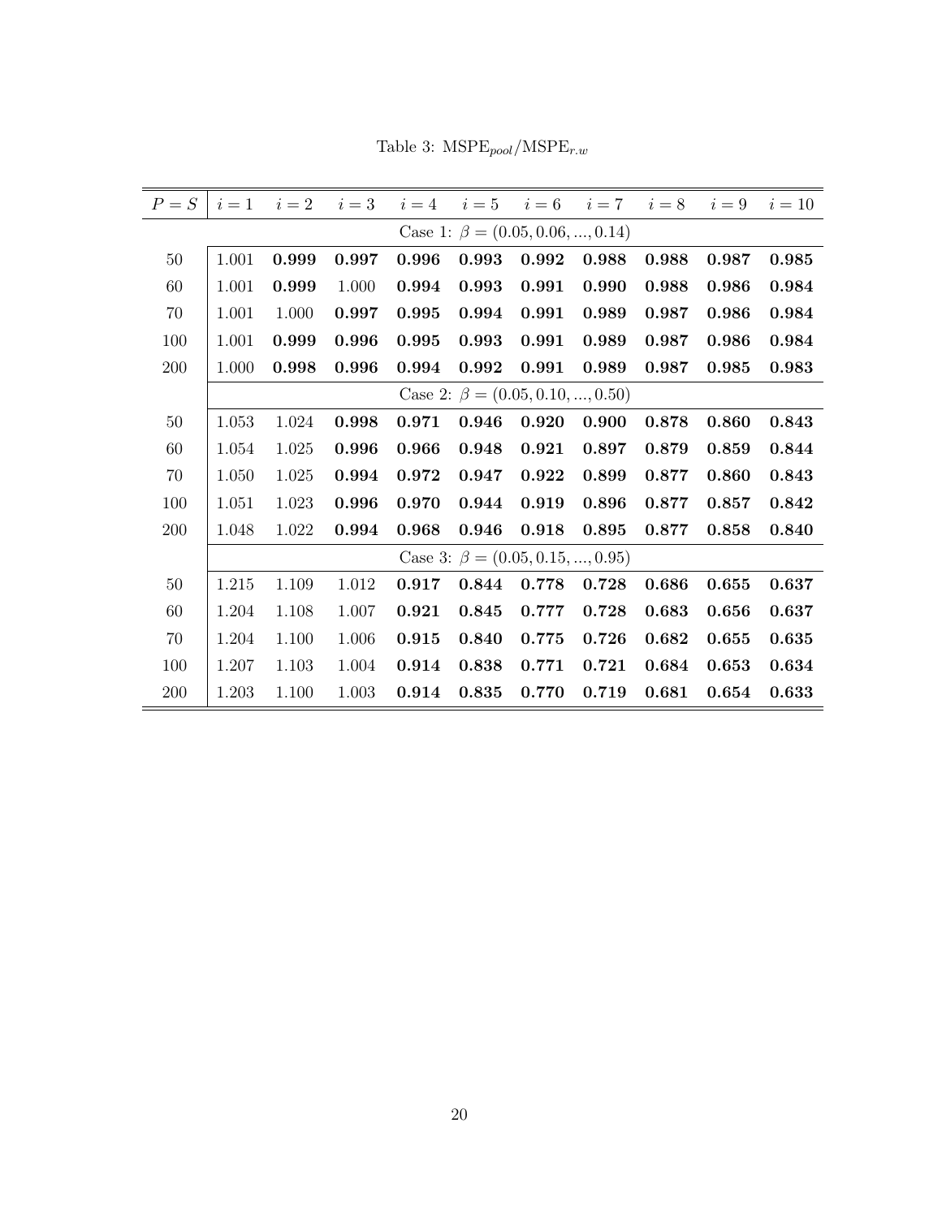Table 3: $\text{MSPE}_{pool}/\text{MSPE}_{r.w}$

| $P = S$ | $i=1$ | $i=2$ | $i=3$ | $i=4$ | $i=5$ | $i=6$ | $i=7$ | $i=8$ | $i=9$ | $i=10$ |
|---|---|---|---|---|---|---|---|---|---|---|
| | Case 1: $\beta = (0.05, 0.06, ..., 0.14)$ | | | | | | | | | |
| 50 | 1.001 | **0.999** | **0.997** | **0.996** | **0.993** | **0.992** | **0.988** | **0.988** | **0.987** | **0.985** |
| 60 | 1.001 | **0.999** | 1.000 | **0.994** | **0.993** | **0.991** | **0.990** | **0.988** | **0.986** | **0.984** |
| 70 | 1.001 | 1.000 | **0.997** | **0.995** | **0.994** | **0.991** | **0.989** | **0.987** | **0.986** | **0.984** |
| 100 | 1.001 | **0.999** | **0.996** | **0.995** | **0.993** | **0.991** | **0.989** | **0.987** | **0.986** | **0.984** |
| 200 | 1.000 | **0.998** | **0.996** | **0.994** | **0.992** | **0.991** | **0.989** | **0.987** | **0.985** | **0.983** |
| | Case 2: $\beta = (0.05, 0.10, ..., 0.50)$ | | | | | | | | | |
| 50 | 1.053 | 1.024 | **0.998** | **0.971** | **0.946** | **0.920** | **0.900** | **0.878** | **0.860** | **0.843** |
| 60 | 1.054 | 1.025 | **0.996** | **0.966** | **0.948** | **0.921** | **0.897** | **0.879** | **0.859** | **0.844** |
| 70 | 1.050 | 1.025 | **0.994** | **0.972** | **0.947** | **0.922** | **0.899** | **0.877** | **0.860** | **0.843** |
| 100 | 1.051 | 1.023 | **0.996** | **0.970** | **0.944** | **0.919** | **0.896** | **0.877** | **0.857** | **0.842** |
| 200 | 1.048 | 1.022 | **0.994** | **0.968** | **0.946** | **0.918** | **0.895** | **0.877** | **0.858** | **0.840** |
| | Case 3: $\beta = (0.05, 0.15, ..., 0.95)$ | | | | | | | | | |
| 50 | 1.215 | 1.109 | 1.012 | **0.917** | **0.844** | **0.778** | **0.728** | **0.686** | **0.655** | **0.637** |
| 60 | 1.204 | 1.108 | 1.007 | **0.921** | **0.845** | **0.777** | **0.728** | **0.683** | **0.656** | **0.637** |
| 70 | 1.204 | 1.100 | 1.006 | **0.915** | **0.840** | **0.775** | **0.726** | **0.682** | **0.655** | **0.635** |
| 100 | 1.207 | 1.103 | 1.004 | **0.914** | **0.838** | **0.771** | **0.721** | **0.684** | **0.653** | **0.634** |
| 200 | 1.203 | 1.100 | 1.003 | **0.914** | **0.835** | **0.770** | **0.719** | **0.681** | **0.654** | **0.633** |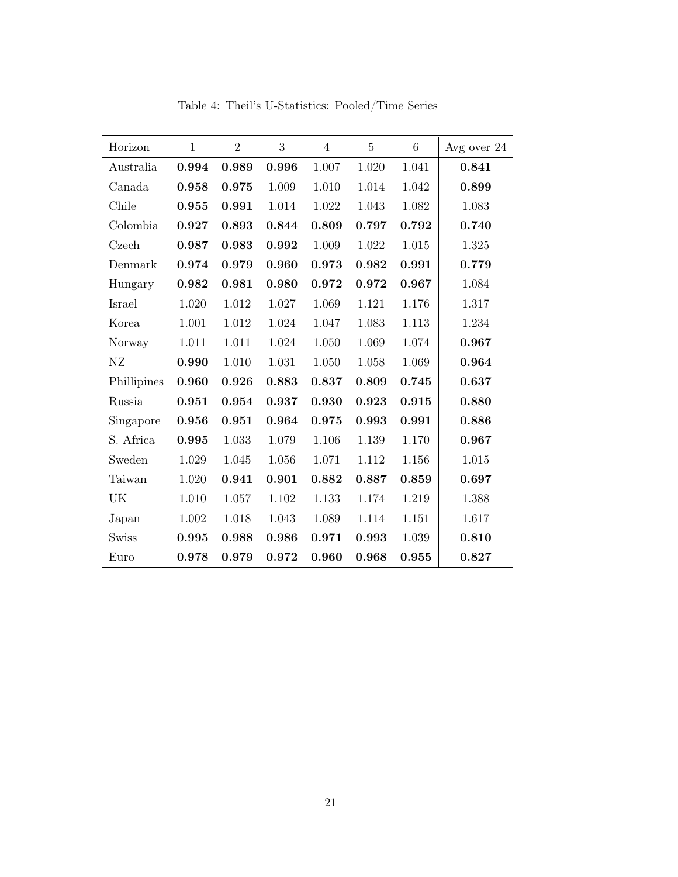Table 4: Theil's U-Statistics: Pooled/Time Series

| Horizon | 1 | 2 | 3 | 4 | 5 | 6 | Avg over 24 |
|---|---|---|---|---|---|---|---|
| Australia | **0.994** | **0.989** | **0.996** | 1.007 | 1.020 | 1.041 | **0.841** |
| Canada | **0.958** | **0.975** | 1.009 | 1.010 | 1.014 | 1.042 | **0.899** |
| Chile | **0.955** | **0.991** | 1.014 | 1.022 | 1.043 | 1.082 | 1.083 |
| Colombia | **0.927** | **0.893** | **0.844** | **0.809** | **0.797** | **0.792** | **0.740** |
| Czech | **0.987** | **0.983** | **0.992** | 1.009 | 1.022 | 1.015 | 1.325 |
| Denmark | **0.974** | **0.979** | **0.960** | **0.973** | **0.982** | **0.991** | **0.779** |
| Hungary | **0.982** | **0.981** | **0.980** | **0.972** | **0.972** | **0.967** | 1.084 |
| Israel | 1.020 | 1.012 | 1.027 | 1.069 | 1.121 | 1.176 | 1.317 |
| Korea | 1.001 | 1.012 | 1.024 | 1.047 | 1.083 | 1.113 | 1.234 |
| Norway | 1.011 | 1.011 | 1.024 | 1.050 | 1.069 | 1.074 | **0.967** |
| NZ | **0.990** | 1.010 | 1.031 | 1.050 | 1.058 | 1.069 | **0.964** |
| Phillipines | **0.960** | **0.926** | **0.883** | **0.837** | **0.809** | **0.745** | **0.637** |
| Russia | **0.951** | **0.954** | **0.937** | **0.930** | **0.923** | **0.915** | **0.880** |
| Singapore | **0.956** | **0.951** | **0.964** | **0.975** | **0.993** | **0.991** | **0.886** |
| S. Africa | **0.995** | 1.033 | 1.079 | 1.106 | 1.139 | 1.170 | **0.967** |
| Sweden | 1.029 | 1.045 | 1.056 | 1.071 | 1.112 | 1.156 | 1.015 |
| Taiwan | 1.020 | **0.941** | **0.901** | **0.882** | **0.887** | **0.859** | **0.697** |
| UK | 1.010 | 1.057 | 1.102 | 1.133 | 1.174 | 1.219 | 1.388 |
| Japan | 1.002 | 1.018 | 1.043 | 1.089 | 1.114 | 1.151 | 1.617 |
| Swiss | **0.995** | **0.988** | **0.986** | **0.971** | **0.993** | 1.039 | **0.810** |
| Euro | **0.978** | **0.979** | **0.972** | **0.960** | **0.968** | **0.955** | **0.827** |